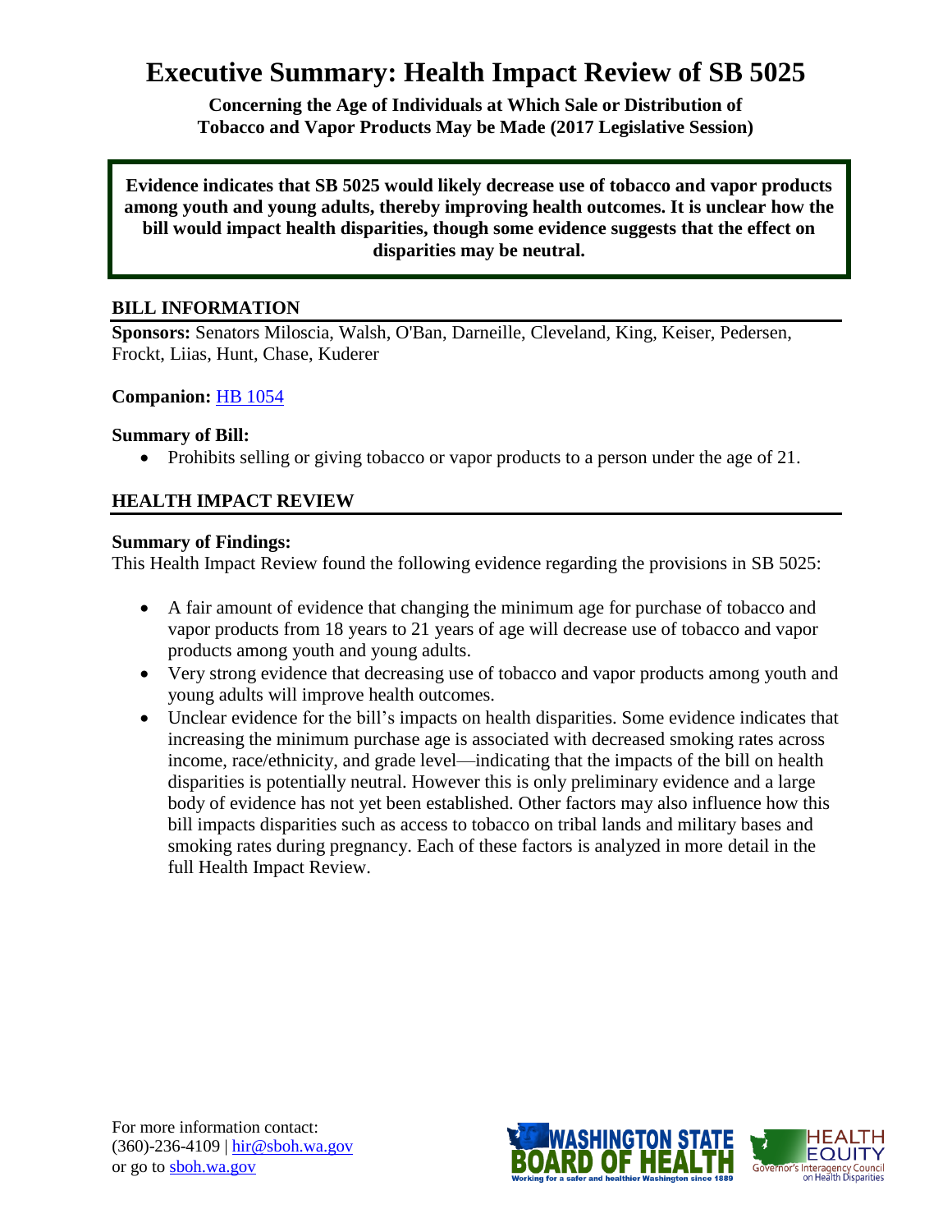# Executive Summary: Health Impact Review of SB 5025

**Concerning the Age of Individuals at Which Sale or Distribution of Tobacco and Vapor Products May be Made (2017 Legislative Session)**

**Evidence indicates that SB 5025 would likely decrease use of tobacco and vapor products among youth and young adults, thereby improving health outcomes. It is unclear how the bill would impact health disparities, though some evidence suggests that the effect on disparities may be neutral.**

## BILL INFORMATION

**Sponsors:** Senators Miloscia, Walsh, O'Ban, Darneille, Cleveland, King, Keiser, Pedersen, Frockt, Liias, Hunt, Chase, Kuderer

**Companion:** HB 1054

**Summary of Bill:**

- Prohibits selling or giving tobacco or vapor products to a person under the age of 21.

## HEALTH IMPACT REVIEW

**Summary of Findings:**

This Health Impact Review found the following evidence regarding the provisions in SB 5025:

- A fair amount of evidence that changing the minimum age for purchase of tobacco and vapor products from 18 years to 21 years of age will decrease use of tobacco and vapor products among youth and young adults.
- Very strong evidence that decreasing use of tobacco and vapor products among youth and young adults will improve health outcomes.
- Unclear evidence for the bill's impacts on health disparities. Some evidence indicates that increasing the minimum purchase age is associated with decreased smoking rates across income, race/ethnicity, and grade level—indicating that the impacts of the bill on health disparities is potentially neutral. However this is only preliminary evidence and a large body of evidence has not yet been established. Other factors may also influence how this bill impacts disparities such as access to tobacco on tribal lands and military bases and smoking rates during pregnancy. Each of these factors is analyzed in more detail in the full Health Impact Review.

For more information contact:
(360)-236-4109 | hir@sboh.wa.gov
or go to sboh.wa.gov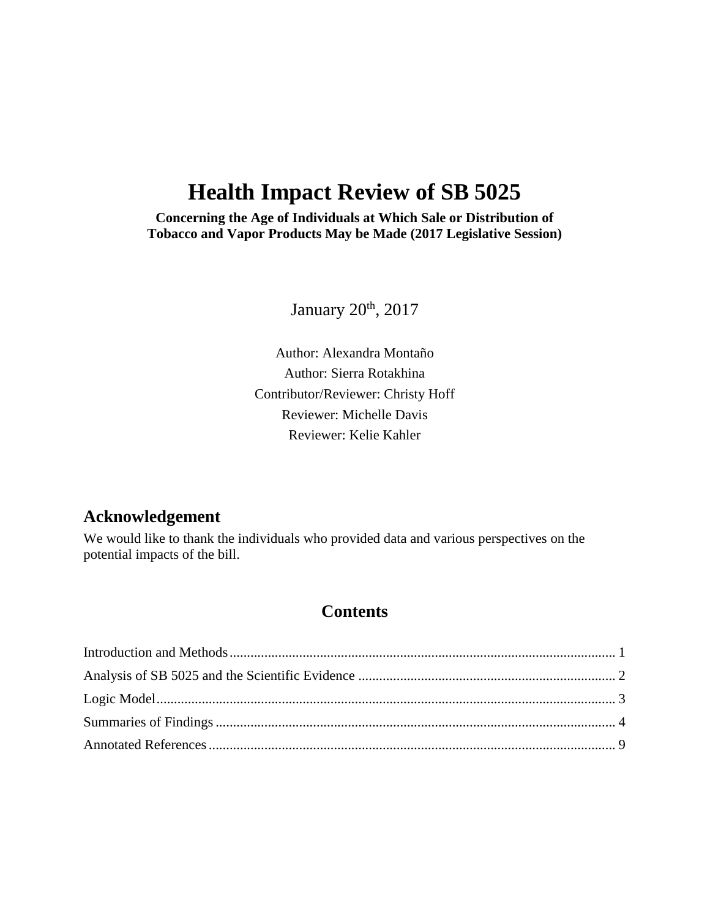# Health Impact Review of SB 5025

**Concerning the Age of Individuals at Which Sale or Distribution of Tobacco and Vapor Products May be Made (2017 Legislative Session)**

January 20th, 2017

Author: Alexandra Montaño

Author: Sierra Rotakhina

Contributor/Reviewer: Christy Hoff

Reviewer: Michelle Davis

Reviewer: Kelie Kahler

## Acknowledgement

We would like to thank the individuals who provided data and various perspectives on the potential impacts of the bill.

## Contents

Introduction and Methods .......... 1

Analysis of SB 5025 and the Scientific Evidence .......... 2

Logic Model .......... 3

Summaries of Findings .......... 4

Annotated References .......... 9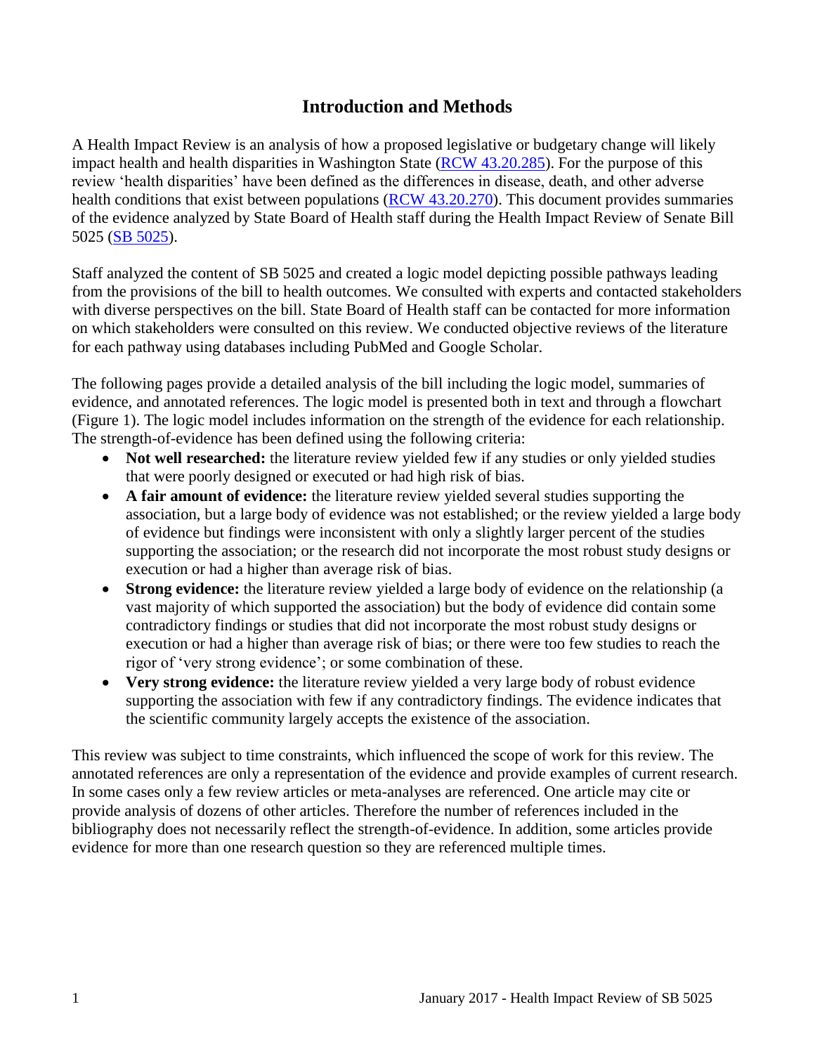## Introduction and Methods

A Health Impact Review is an analysis of how a proposed legislative or budgetary change will likely impact health and health disparities in Washington State (RCW 43.20.285). For the purpose of this review 'health disparities' have been defined as the differences in disease, death, and other adverse health conditions that exist between populations (RCW 43.20.270). This document provides summaries of the evidence analyzed by State Board of Health staff during the Health Impact Review of Senate Bill 5025 (SB 5025).

Staff analyzed the content of SB 5025 and created a logic model depicting possible pathways leading from the provisions of the bill to health outcomes. We consulted with experts and contacted stakeholders with diverse perspectives on the bill. State Board of Health staff can be contacted for more information on which stakeholders were consulted on this review. We conducted objective reviews of the literature for each pathway using databases including PubMed and Google Scholar.

The following pages provide a detailed analysis of the bill including the logic model, summaries of evidence, and annotated references. The logic model is presented both in text and through a flowchart (Figure 1). The logic model includes information on the strength of the evidence for each relationship. The strength-of-evidence has been defined using the following criteria:

- **Not well researched:** the literature review yielded few if any studies or only yielded studies that were poorly designed or executed or had high risk of bias.
- **A fair amount of evidence:** the literature review yielded several studies supporting the association, but a large body of evidence was not established; or the review yielded a large body of evidence but findings were inconsistent with only a slightly larger percent of the studies supporting the association; or the research did not incorporate the most robust study designs or execution or had a higher than average risk of bias.
- **Strong evidence:** the literature review yielded a large body of evidence on the relationship (a vast majority of which supported the association) but the body of evidence did contain some contradictory findings or studies that did not incorporate the most robust study designs or execution or had a higher than average risk of bias; or there were too few studies to reach the rigor of 'very strong evidence'; or some combination of these.
- **Very strong evidence:** the literature review yielded a very large body of robust evidence supporting the association with few if any contradictory findings. The evidence indicates that the scientific community largely accepts the existence of the association.

This review was subject to time constraints, which influenced the scope of work for this review. The annotated references are only a representation of the evidence and provide examples of current research. In some cases only a few review articles or meta-analyses are referenced. One article may cite or provide analysis of dozens of other articles. Therefore the number of references included in the bibliography does not necessarily reflect the strength-of-evidence. In addition, some articles provide evidence for more than one research question so they are referenced multiple times.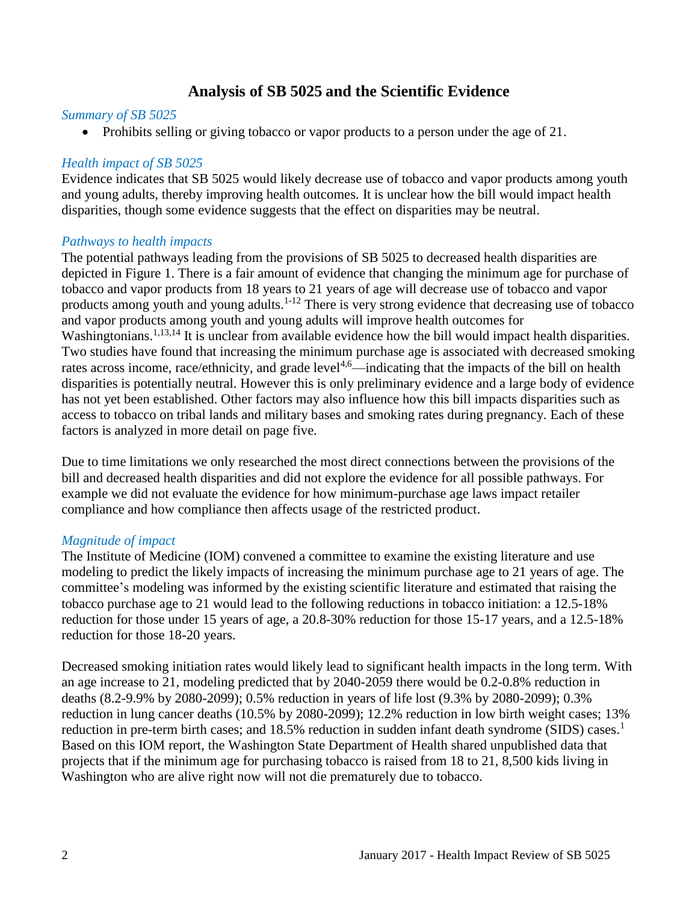# Analysis of SB 5025 and the Scientific Evidence

*Summary of SB 5025*

- Prohibits selling or giving tobacco or vapor products to a person under the age of 21.

*Health impact of SB 5025*

Evidence indicates that SB 5025 would likely decrease use of tobacco and vapor products among youth and young adults, thereby improving health outcomes. It is unclear how the bill would impact health disparities, though some evidence suggests that the effect on disparities may be neutral.

*Pathways to health impacts*

The potential pathways leading from the provisions of SB 5025 to decreased health disparities are depicted in Figure 1. There is a fair amount of evidence that changing the minimum age for purchase of tobacco and vapor products from 18 years to 21 years of age will decrease use of tobacco and vapor products among youth and young adults.[1-12] There is very strong evidence that decreasing use of tobacco and vapor products among youth and young adults will improve health outcomes for Washingtonians.[1,13,14] It is unclear from available evidence how the bill would impact health disparities. Two studies have found that increasing the minimum purchase age is associated with decreased smoking rates across income, race/ethnicity, and grade level[4,6]—indicating that the impacts of the bill on health disparities is potentially neutral. However this is only preliminary evidence and a large body of evidence has not yet been established. Other factors may also influence how this bill impacts disparities such as access to tobacco on tribal lands and military bases and smoking rates during pregnancy. Each of these factors is analyzed in more detail on page five.

Due to time limitations we only researched the most direct connections between the provisions of the bill and decreased health disparities and did not explore the evidence for all possible pathways. For example we did not evaluate the evidence for how minimum-purchase age laws impact retailer compliance and how compliance then affects usage of the restricted product.

*Magnitude of impact*

The Institute of Medicine (IOM) convened a committee to examine the existing literature and use modeling to predict the likely impacts of increasing the minimum purchase age to 21 years of age. The committee's modeling was informed by the existing scientific literature and estimated that raising the tobacco purchase age to 21 would lead to the following reductions in tobacco initiation: a 12.5-18% reduction for those under 15 years of age, a 20.8-30% reduction for those 15-17 years, and a 12.5-18% reduction for those 18-20 years.

Decreased smoking initiation rates would likely lead to significant health impacts in the long term. With an age increase to 21, modeling predicted that by 2040-2059 there would be 0.2-0.8% reduction in deaths (8.2-9.9% by 2080-2099); 0.5% reduction in years of life lost (9.3% by 2080-2099); 0.3% reduction in lung cancer deaths (10.5% by 2080-2099); 12.2% reduction in low birth weight cases; 13% reduction in pre-term birth cases; and 18.5% reduction in sudden infant death syndrome (SIDS) cases.[1] Based on this IOM report, the Washington State Department of Health shared unpublished data that projects that if the minimum age for purchasing tobacco is raised from 18 to 21, 8,500 kids living in Washington who are alive right now will not die prematurely due to tobacco.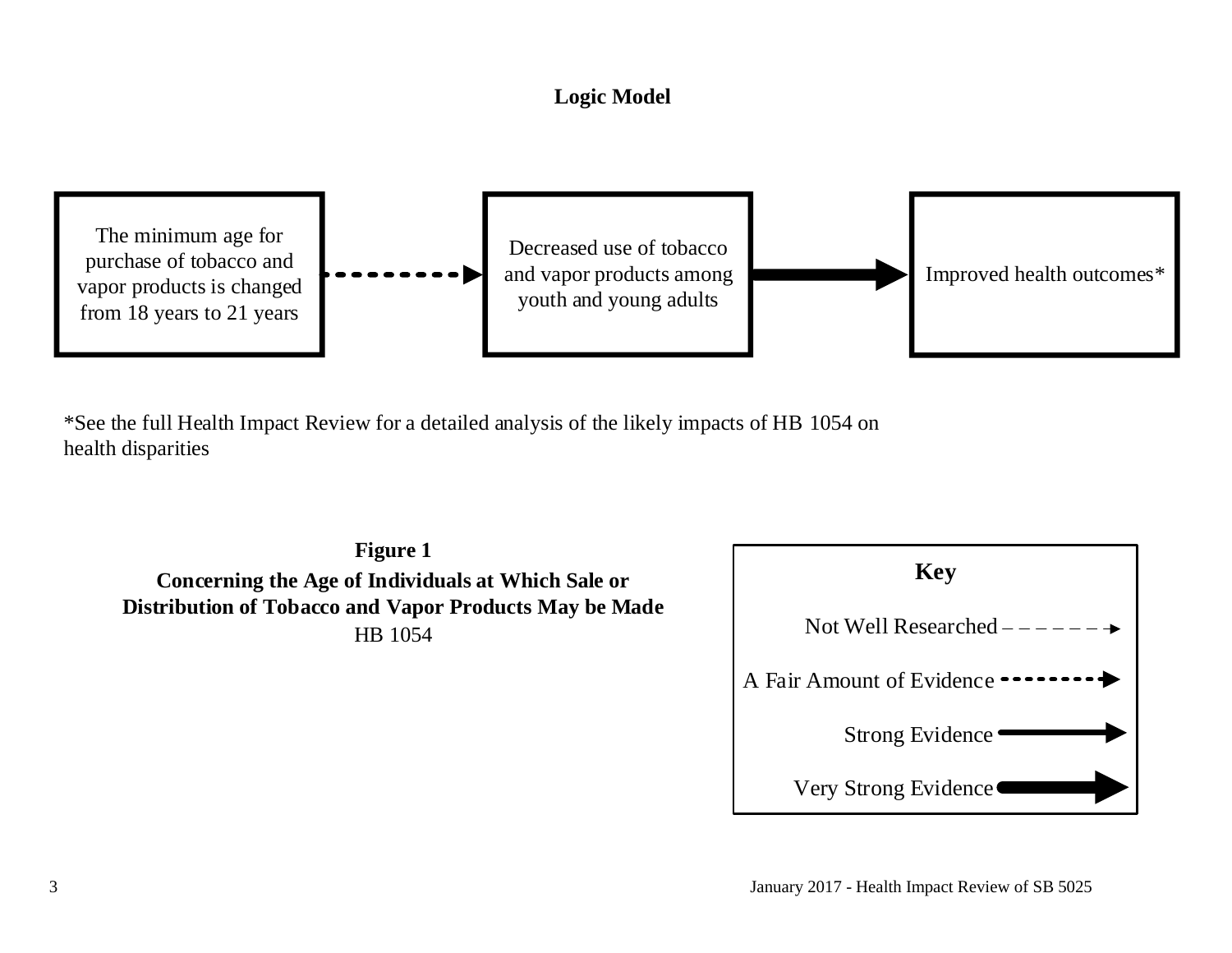**Logic Model**

The minimum age for purchase of tobacco and vapor products is changed from 18 years to 21 years → (A Fair Amount of Evidence) → Decreased use of tobacco and vapor products among youth and young adults → (Very Strong Evidence) → Improved health outcomes*

*See the full Health Impact Review for a detailed analysis of the likely impacts of HB 1054 on health disparities

**Figure 1**

**Concerning the Age of Individuals at Which Sale or Distribution of Tobacco and Vapor Products May be Made**

HB 1054

**Key**

- Not Well Researched
- A Fair Amount of Evidence
- Strong Evidence
- Very Strong Evidence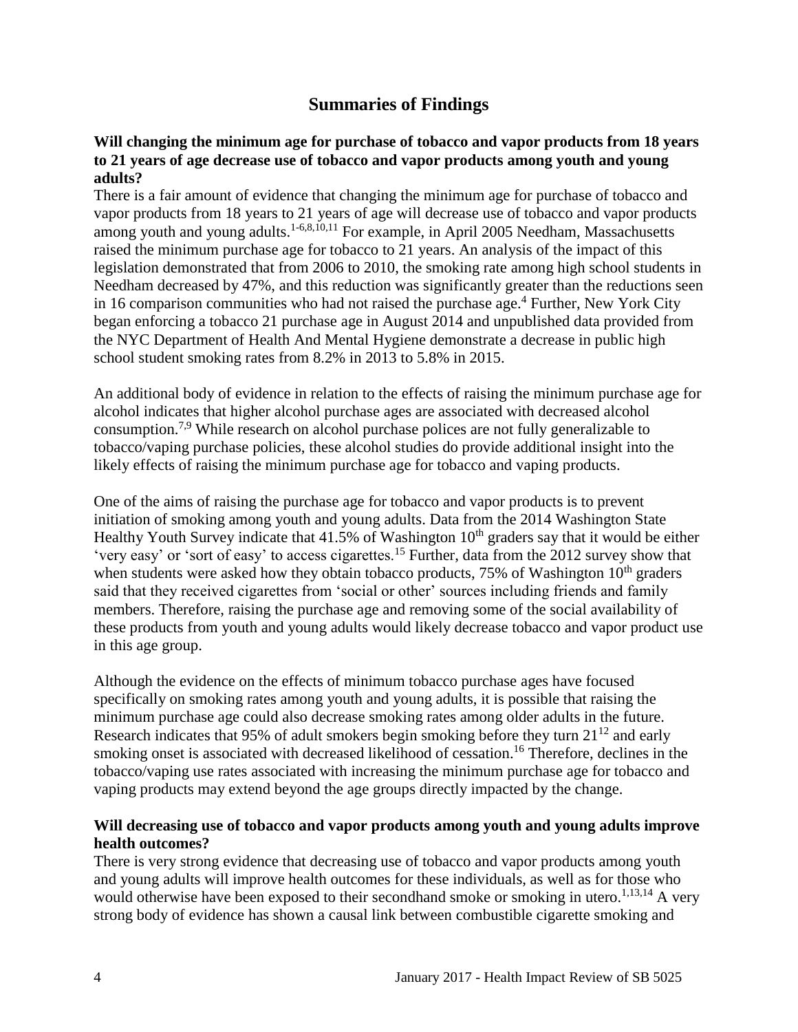## Summaries of Findings

**Will changing the minimum age for purchase of tobacco and vapor products from 18 years to 21 years of age decrease use of tobacco and vapor products among youth and young adults?**

There is a fair amount of evidence that changing the minimum age for purchase of tobacco and vapor products from 18 years to 21 years of age will decrease use of tobacco and vapor products among youth and young adults.[1-6,8,10,11] For example, in April 2005 Needham, Massachusetts raised the minimum purchase age for tobacco to 21 years. An analysis of the impact of this legislation demonstrated that from 2006 to 2010, the smoking rate among high school students in Needham decreased by 47%, and this reduction was significantly greater than the reductions seen in 16 comparison communities who had not raised the purchase age.[4] Further, New York City began enforcing a tobacco 21 purchase age in August 2014 and unpublished data provided from the NYC Department of Health And Mental Hygiene demonstrate a decrease in public high school student smoking rates from 8.2% in 2013 to 5.8% in 2015.

An additional body of evidence in relation to the effects of raising the minimum purchase age for alcohol indicates that higher alcohol purchase ages are associated with decreased alcohol consumption.[7,9] While research on alcohol purchase polices are not fully generalizable to tobacco/vaping purchase policies, these alcohol studies do provide additional insight into the likely effects of raising the minimum purchase age for tobacco and vaping products.

One of the aims of raising the purchase age for tobacco and vapor products is to prevent initiation of smoking among youth and young adults. Data from the 2014 Washington State Healthy Youth Survey indicate that 41.5% of Washington 10th graders say that it would be either 'very easy' or 'sort of easy' to access cigarettes.[15] Further, data from the 2012 survey show that when students were asked how they obtain tobacco products, 75% of Washington 10th graders said that they received cigarettes from 'social or other' sources including friends and family members. Therefore, raising the purchase age and removing some of the social availability of these products from youth and young adults would likely decrease tobacco and vapor product use in this age group.

Although the evidence on the effects of minimum tobacco purchase ages have focused specifically on smoking rates among youth and young adults, it is possible that raising the minimum purchase age could also decrease smoking rates among older adults in the future. Research indicates that 95% of adult smokers begin smoking before they turn 21[12] and early smoking onset is associated with decreased likelihood of cessation.[16] Therefore, declines in the tobacco/vaping use rates associated with increasing the minimum purchase age for tobacco and vaping products may extend beyond the age groups directly impacted by the change.

**Will decreasing use of tobacco and vapor products among youth and young adults improve health outcomes?**

There is very strong evidence that decreasing use of tobacco and vapor products among youth and young adults will improve health outcomes for these individuals, as well as for those who would otherwise have been exposed to their secondhand smoke or smoking in utero.[1,13,14] A very strong body of evidence has shown a causal link between combustible cigarette smoking and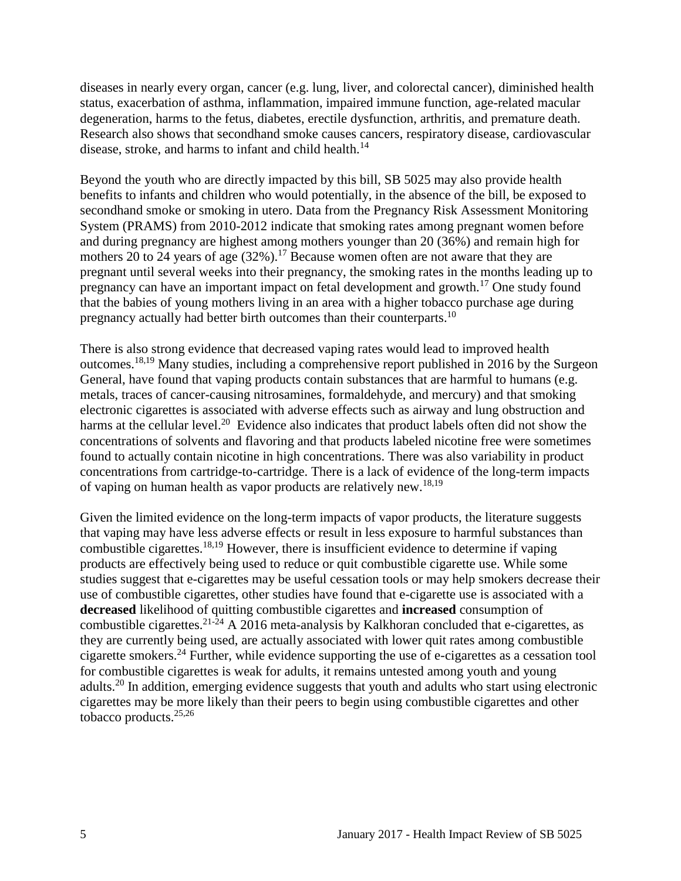diseases in nearly every organ, cancer (e.g. lung, liver, and colorectal cancer), diminished health status, exacerbation of asthma, inflammation, impaired immune function, age-related macular degeneration, harms to the fetus, diabetes, erectile dysfunction, arthritis, and premature death. Research also shows that secondhand smoke causes cancers, respiratory disease, cardiovascular disease, stroke, and harms to infant and child health.[14]

Beyond the youth who are directly impacted by this bill, SB 5025 may also provide health benefits to infants and children who would potentially, in the absence of the bill, be exposed to secondhand smoke or smoking in utero. Data from the Pregnancy Risk Assessment Monitoring System (PRAMS) from 2010-2012 indicate that smoking rates among pregnant women before and during pregnancy are highest among mothers younger than 20 (36%) and remain high for mothers 20 to 24 years of age (32%).[17] Because women often are not aware that they are pregnant until several weeks into their pregnancy, the smoking rates in the months leading up to pregnancy can have an important impact on fetal development and growth.[17] One study found that the babies of young mothers living in an area with a higher tobacco purchase age during pregnancy actually had better birth outcomes than their counterparts.[10]

There is also strong evidence that decreased vaping rates would lead to improved health outcomes.[18,19] Many studies, including a comprehensive report published in 2016 by the Surgeon General, have found that vaping products contain substances that are harmful to humans (e.g. metals, traces of cancer-causing nitrosamines, formaldehyde, and mercury) and that smoking electronic cigarettes is associated with adverse effects such as airway and lung obstruction and harms at the cellular level.[20] Evidence also indicates that product labels often did not show the concentrations of solvents and flavoring and that products labeled nicotine free were sometimes found to actually contain nicotine in high concentrations. There was also variability in product concentrations from cartridge-to-cartridge. There is a lack of evidence of the long-term impacts of vaping on human health as vapor products are relatively new.[18,19]

Given the limited evidence on the long-term impacts of vapor products, the literature suggests that vaping may have less adverse effects or result in less exposure to harmful substances than combustible cigarettes.[18,19] However, there is insufficient evidence to determine if vaping products are effectively being used to reduce or quit combustible cigarette use. While some studies suggest that e-cigarettes may be useful cessation tools or may help smokers decrease their use of combustible cigarettes, other studies have found that e-cigarette use is associated with a **decreased** likelihood of quitting combustible cigarettes and **increased** consumption of combustible cigarettes.[21-24] A 2016 meta-analysis by Kalkhoran concluded that e-cigarettes, as they are currently being used, are actually associated with lower quit rates among combustible cigarette smokers.[24] Further, while evidence supporting the use of e-cigarettes as a cessation tool for combustible cigarettes is weak for adults, it remains untested among youth and young adults.[20] In addition, emerging evidence suggests that youth and adults who start using electronic cigarettes may be more likely than their peers to begin using combustible cigarettes and other tobacco products.[25,26]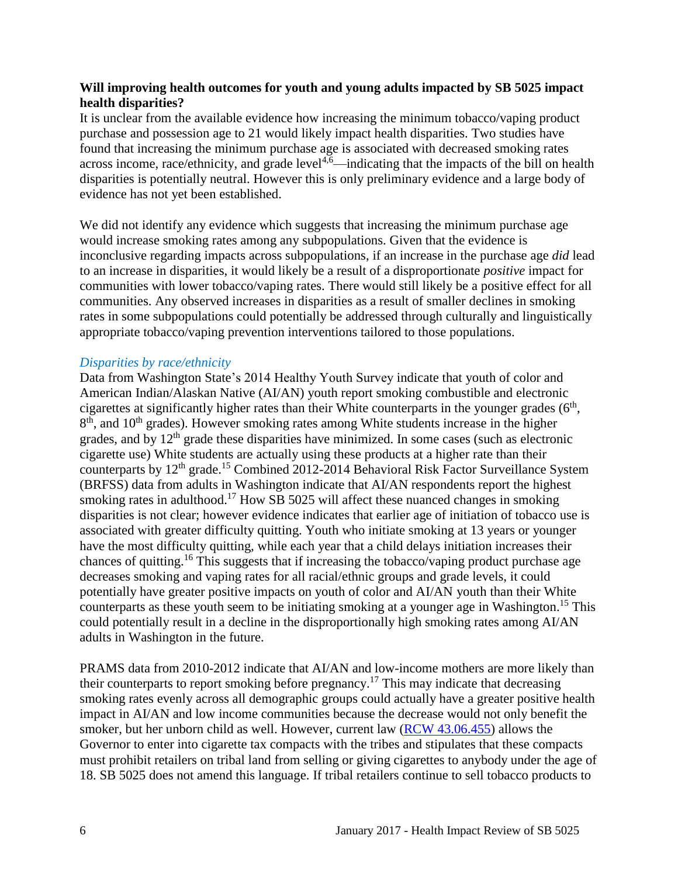**Will improving health outcomes for youth and young adults impacted by SB 5025 impact health disparities?**

It is unclear from the available evidence how increasing the minimum tobacco/vaping product purchase and possession age to 21 would likely impact health disparities. Two studies have found that increasing the minimum purchase age is associated with decreased smoking rates across income, race/ethnicity, and grade level[4,6]—indicating that the impacts of the bill on health disparities is potentially neutral. However this is only preliminary evidence and a large body of evidence has not yet been established.

We did not identify any evidence which suggests that increasing the minimum purchase age would increase smoking rates among any subpopulations. Given that the evidence is inconclusive regarding impacts across subpopulations, if an increase in the purchase age *did* lead to an increase in disparities, it would likely be a result of a disproportionate *positive* impact for communities with lower tobacco/vaping rates. There would still likely be a positive effect for all communities. Any observed increases in disparities as a result of smaller declines in smoking rates in some subpopulations could potentially be addressed through culturally and linguistically appropriate tobacco/vaping prevention interventions tailored to those populations.

### *Disparities by race/ethnicity*

Data from Washington State's 2014 Healthy Youth Survey indicate that youth of color and American Indian/Alaskan Native (AI/AN) youth report smoking combustible and electronic cigarettes at significantly higher rates than their White counterparts in the younger grades (6th, 8th, and 10th grades). However smoking rates among White students increase in the higher grades, and by 12th grade these disparities have minimized. In some cases (such as electronic cigarette use) White students are actually using these products at a higher rate than their counterparts by 12th grade.[15] Combined 2012-2014 Behavioral Risk Factor Surveillance System (BRFSS) data from adults in Washington indicate that AI/AN respondents report the highest smoking rates in adulthood.[17] How SB 5025 will affect these nuanced changes in smoking disparities is not clear; however evidence indicates that earlier age of initiation of tobacco use is associated with greater difficulty quitting. Youth who initiate smoking at 13 years or younger have the most difficulty quitting, while each year that a child delays initiation increases their chances of quitting.[16] This suggests that if increasing the tobacco/vaping product purchase age decreases smoking and vaping rates for all racial/ethnic groups and grade levels, it could potentially have greater positive impacts on youth of color and AI/AN youth than their White counterparts as these youth seem to be initiating smoking at a younger age in Washington.[15] This could potentially result in a decline in the disproportionally high smoking rates among AI/AN adults in Washington in the future.

PRAMS data from 2010-2012 indicate that AI/AN and low-income mothers are more likely than their counterparts to report smoking before pregnancy.[17] This may indicate that decreasing smoking rates evenly across all demographic groups could actually have a greater positive health impact in AI/AN and low income communities because the decrease would not only benefit the smoker, but her unborn child as well. However, current law ([RCW 43.06.455]) allows the Governor to enter into cigarette tax compacts with the tribes and stipulates that these compacts must prohibit retailers on tribal land from selling or giving cigarettes to anybody under the age of 18. SB 5025 does not amend this language. If tribal retailers continue to sell tobacco products to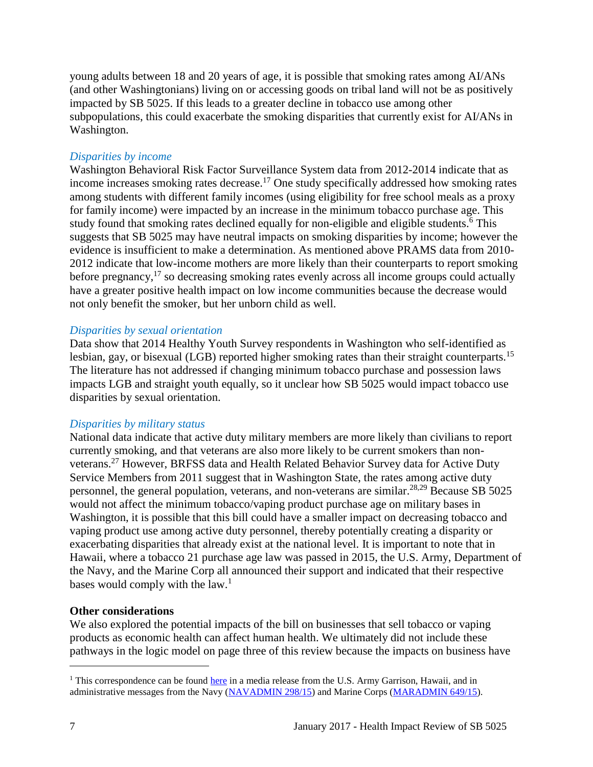young adults between 18 and 20 years of age, it is possible that smoking rates among AI/ANs (and other Washingtonians) living on or accessing goods on tribal land will not be as positively impacted by SB 5025. If this leads to a greater decline in tobacco use among other subpopulations, this could exacerbate the smoking disparities that currently exist for AI/ANs in Washington.

*Disparities by income*

Washington Behavioral Risk Factor Surveillance System data from 2012-2014 indicate that as income increases smoking rates decrease.[17] One study specifically addressed how smoking rates among students with different family incomes (using eligibility for free school meals as a proxy for family income) were impacted by an increase in the minimum tobacco purchase age. This study found that smoking rates declined equally for non-eligible and eligible students.[6] This suggests that SB 5025 may have neutral impacts on smoking disparities by income; however the evidence is insufficient to make a determination. As mentioned above PRAMS data from 2010-2012 indicate that low-income mothers are more likely than their counterparts to report smoking before pregnancy,[17] so decreasing smoking rates evenly across all income groups could actually have a greater positive health impact on low income communities because the decrease would not only benefit the smoker, but her unborn child as well.

*Disparities by sexual orientation*

Data show that 2014 Healthy Youth Survey respondents in Washington who self-identified as lesbian, gay, or bisexual (LGB) reported higher smoking rates than their straight counterparts.[15] The literature has not addressed if changing minimum tobacco purchase and possession laws impacts LGB and straight youth equally, so it unclear how SB 5025 would impact tobacco use disparities by sexual orientation.

*Disparities by military status*

National data indicate that active duty military members are more likely than civilians to report currently smoking, and that veterans are also more likely to be current smokers than non-veterans.[27] However, BRFSS data and Health Related Behavior Survey data for Active Duty Service Members from 2011 suggest that in Washington State, the rates among active duty personnel, the general population, veterans, and non-veterans are similar.[28,29] Because SB 5025 would not affect the minimum tobacco/vaping product purchase age on military bases in Washington, it is possible that this bill could have a smaller impact on decreasing tobacco and vaping product use among active duty personnel, thereby potentially creating a disparity or exacerbating disparities that already exist at the national level. It is important to note that in Hawaii, where a tobacco 21 purchase age law was passed in 2015, the U.S. Army, Department of the Navy, and the Marine Corp all announced their support and indicated that their respective bases would comply with the law.[1]

**Other considerations**

We also explored the potential impacts of the bill on businesses that sell tobacco or vaping products as economic health can affect human health. We ultimately did not include these pathways in the logic model on page three of this review because the impacts on business have

[1] This correspondence can be found here in a media release from the U.S. Army Garrison, Hawaii, and in administrative messages from the Navy (NAVADMIN 298/15) and Marine Corps (MARADMIN 649/15).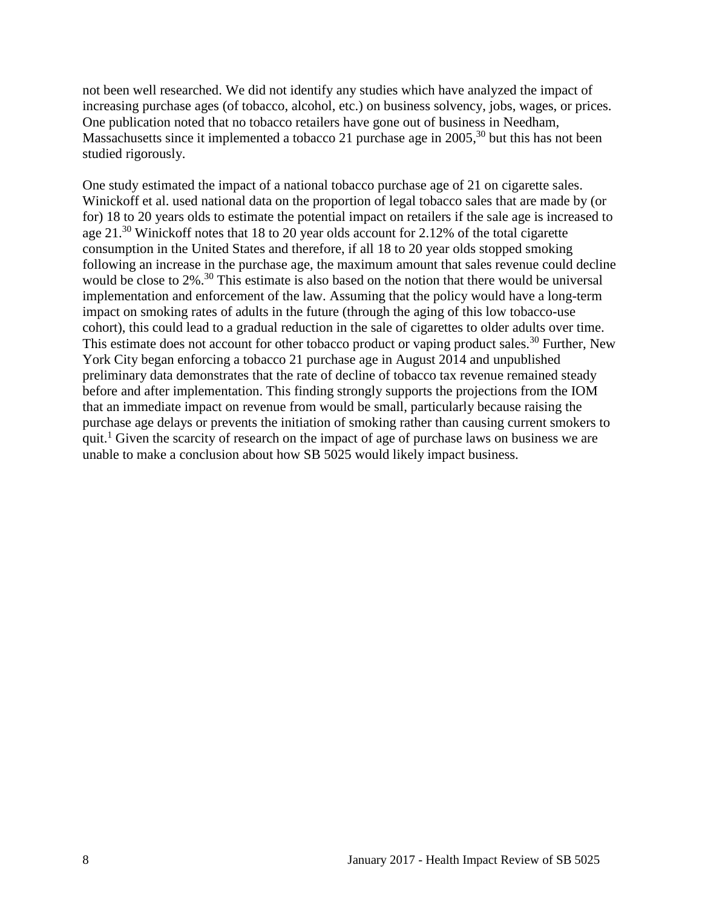not been well researched. We did not identify any studies which have analyzed the impact of increasing purchase ages (of tobacco, alcohol, etc.) on business solvency, jobs, wages, or prices. One publication noted that no tobacco retailers have gone out of business in Needham, Massachusetts since it implemented a tobacco 21 purchase age in 2005,[30] but this has not been studied rigorously.

One study estimated the impact of a national tobacco purchase age of 21 on cigarette sales. Winickoff et al. used national data on the proportion of legal tobacco sales that are made by (or for) 18 to 20 years olds to estimate the potential impact on retailers if the sale age is increased to age 21.[30] Winickoff notes that 18 to 20 year olds account for 2.12% of the total cigarette consumption in the United States and therefore, if all 18 to 20 year olds stopped smoking following an increase in the purchase age, the maximum amount that sales revenue could decline would be close to 2%.[30] This estimate is also based on the notion that there would be universal implementation and enforcement of the law. Assuming that the policy would have a long-term impact on smoking rates of adults in the future (through the aging of this low tobacco-use cohort), this could lead to a gradual reduction in the sale of cigarettes to older adults over time. This estimate does not account for other tobacco product or vaping product sales.[30] Further, New York City began enforcing a tobacco 21 purchase age in August 2014 and unpublished preliminary data demonstrates that the rate of decline of tobacco tax revenue remained steady before and after implementation. This finding strongly supports the projections from the IOM that an immediate impact on revenue from would be small, particularly because raising the purchase age delays or prevents the initiation of smoking rather than causing current smokers to quit.[1] Given the scarcity of research on the impact of age of purchase laws on business we are unable to make a conclusion about how SB 5025 would likely impact business.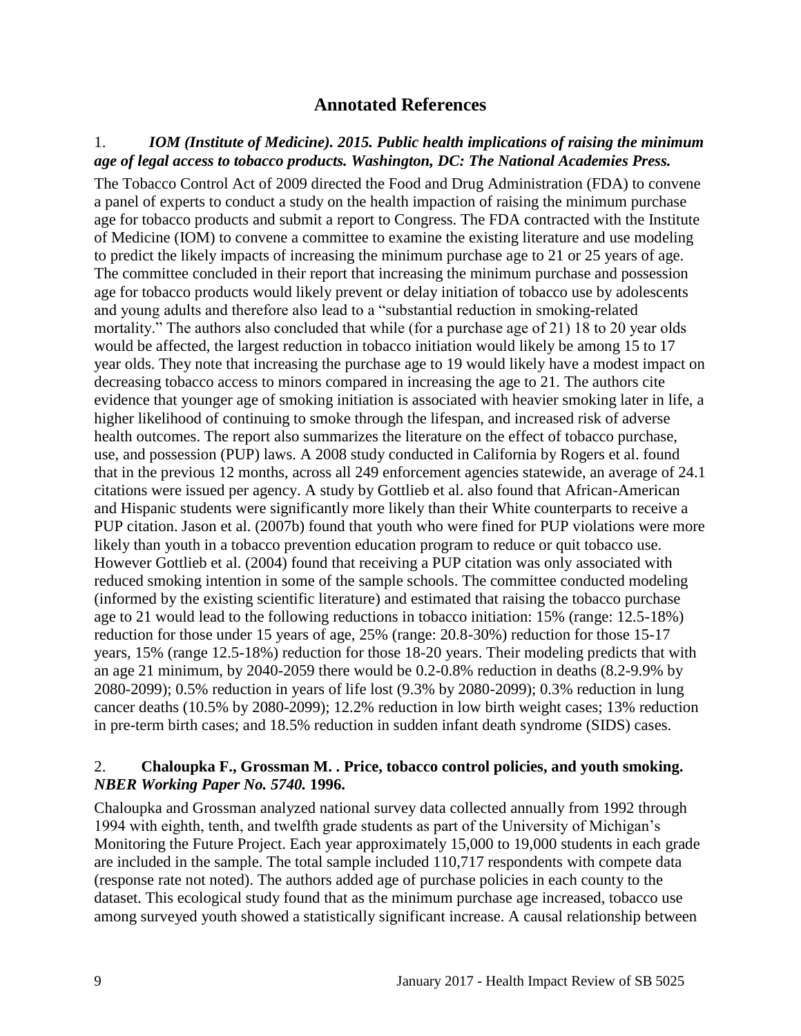## Annotated References

### 1. *IOM (Institute of Medicine). 2015. Public health implications of raising the minimum age of legal access to tobacco products. Washington, DC: The National Academies Press.*

The Tobacco Control Act of 2009 directed the Food and Drug Administration (FDA) to convene a panel of experts to conduct a study on the health impaction of raising the minimum purchase age for tobacco products and submit a report to Congress. The FDA contracted with the Institute of Medicine (IOM) to convene a committee to examine the existing literature and use modeling to predict the likely impacts of increasing the minimum purchase age to 21 or 25 years of age. The committee concluded in their report that increasing the minimum purchase and possession age for tobacco products would likely prevent or delay initiation of tobacco use by adolescents and young adults and therefore also lead to a "substantial reduction in smoking-related mortality." The authors also concluded that while (for a purchase age of 21) 18 to 20 year olds would be affected, the largest reduction in tobacco initiation would likely be among 15 to 17 year olds. They note that increasing the purchase age to 19 would likely have a modest impact on decreasing tobacco access to minors compared in increasing the age to 21. The authors cite evidence that younger age of smoking initiation is associated with heavier smoking later in life, a higher likelihood of continuing to smoke through the lifespan, and increased risk of adverse health outcomes. The report also summarizes the literature on the effect of tobacco purchase, use, and possession (PUP) laws. A 2008 study conducted in California by Rogers et al. found that in the previous 12 months, across all 249 enforcement agencies statewide, an average of 24.1 citations were issued per agency. A study by Gottlieb et al. also found that African-American and Hispanic students were significantly more likely than their White counterparts to receive a PUP citation. Jason et al. (2007b) found that youth who were fined for PUP violations were more likely than youth in a tobacco prevention education program to reduce or quit tobacco use. However Gottlieb et al. (2004) found that receiving a PUP citation was only associated with reduced smoking intention in some of the sample schools. The committee conducted modeling (informed by the existing scientific literature) and estimated that raising the tobacco purchase age to 21 would lead to the following reductions in tobacco initiation: 15% (range: 12.5-18%) reduction for those under 15 years of age, 25% (range: 20.8-30%) reduction for those 15-17 years, 15% (range 12.5-18%) reduction for those 18-20 years. Their modeling predicts that with an age 21 minimum, by 2040-2059 there would be 0.2-0.8% reduction in deaths (8.2-9.9% by 2080-2099); 0.5% reduction in years of life lost (9.3% by 2080-2099); 0.3% reduction in lung cancer deaths (10.5% by 2080-2099); 12.2% reduction in low birth weight cases; 13% reduction in pre-term birth cases; and 18.5% reduction in sudden infant death syndrome (SIDS) cases.

### 2. **Chaloupka F., Grossman M. . Price, tobacco control policies, and youth smoking.** ***NBER Working Paper No. 5740.*** **1996.**

Chaloupka and Grossman analyzed national survey data collected annually from 1992 through 1994 with eighth, tenth, and twelfth grade students as part of the University of Michigan's Monitoring the Future Project. Each year approximately 15,000 to 19,000 students in each grade are included in the sample. The total sample included 110,717 respondents with compete data (response rate not noted). The authors added age of purchase policies in each county to the dataset. This ecological study found that as the minimum purchase age increased, tobacco use among surveyed youth showed a statistically significant increase. A causal relationship between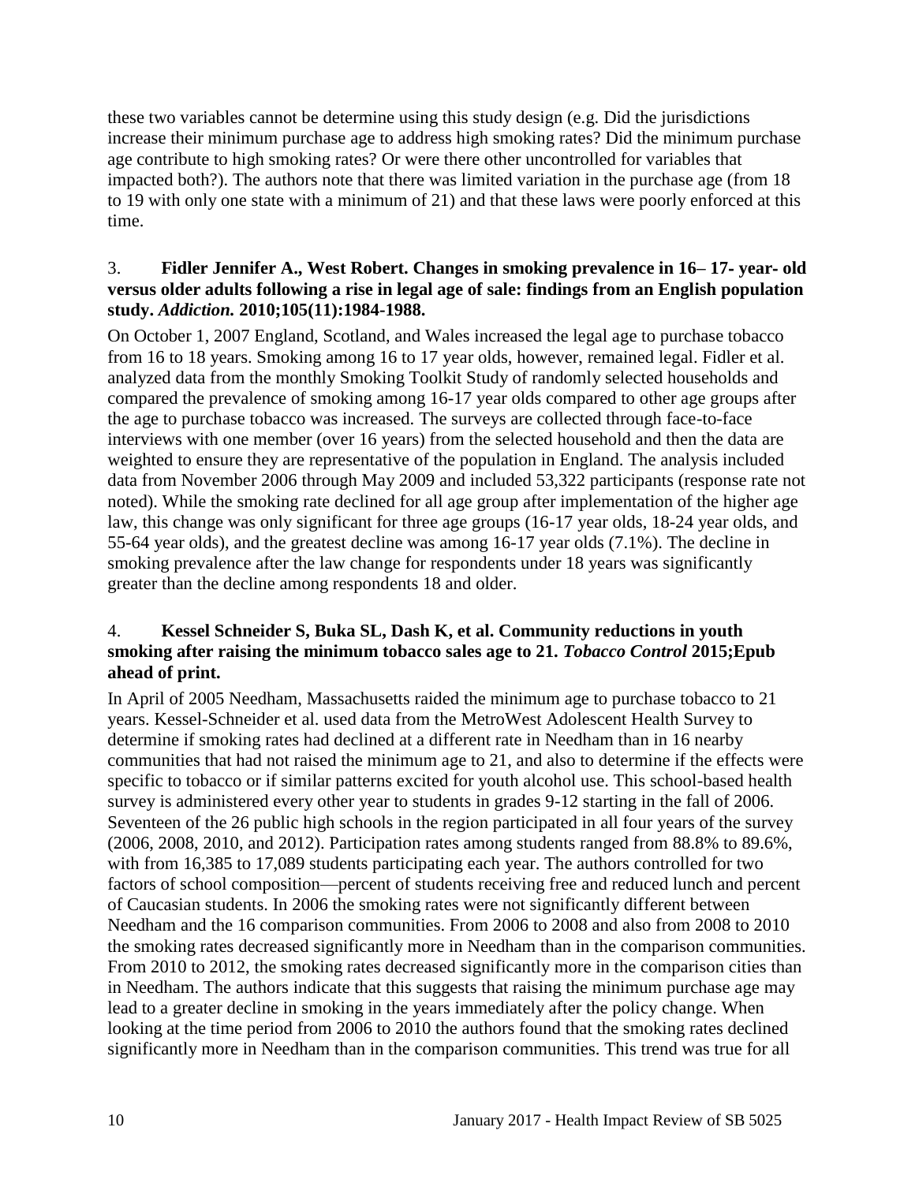these two variables cannot be determine using this study design (e.g. Did the jurisdictions increase their minimum purchase age to address high smoking rates? Did the minimum purchase age contribute to high smoking rates? Or were there other uncontrolled for variables that impacted both?). The authors note that there was limited variation in the purchase age (from 18 to 19 with only one state with a minimum of 21) and that these laws were poorly enforced at this time.

3. **Fidler Jennifer A., West Robert. Changes in smoking prevalence in 16– 17- year- old versus older adults following a rise in legal age of sale: findings from an English population study. *Addiction.* 2010;105(11):1984-1988.**

On October 1, 2007 England, Scotland, and Wales increased the legal age to purchase tobacco from 16 to 18 years. Smoking among 16 to 17 year olds, however, remained legal. Fidler et al. analyzed data from the monthly Smoking Toolkit Study of randomly selected households and compared the prevalence of smoking among 16-17 year olds compared to other age groups after the age to purchase tobacco was increased. The surveys are collected through face-to-face interviews with one member (over 16 years) from the selected household and then the data are weighted to ensure they are representative of the population in England. The analysis included data from November 2006 through May 2009 and included 53,322 participants (response rate not noted). While the smoking rate declined for all age group after implementation of the higher age law, this change was only significant for three age groups (16-17 year olds, 18-24 year olds, and 55-64 year olds), and the greatest decline was among 16-17 year olds (7.1%). The decline in smoking prevalence after the law change for respondents under 18 years was significantly greater than the decline among respondents 18 and older.

4. **Kessel Schneider S, Buka SL, Dash K, et al. Community reductions in youth smoking after raising the minimum tobacco sales age to 21. *Tobacco Control* 2015;Epub ahead of print.**

In April of 2005 Needham, Massachusetts raided the minimum age to purchase tobacco to 21 years. Kessel-Schneider et al. used data from the MetroWest Adolescent Health Survey to determine if smoking rates had declined at a different rate in Needham than in 16 nearby communities that had not raised the minimum age to 21, and also to determine if the effects were specific to tobacco or if similar patterns excited for youth alcohol use. This school-based health survey is administered every other year to students in grades 9-12 starting in the fall of 2006. Seventeen of the 26 public high schools in the region participated in all four years of the survey (2006, 2008, 2010, and 2012). Participation rates among students ranged from 88.8% to 89.6%, with from 16,385 to 17,089 students participating each year. The authors controlled for two factors of school composition—percent of students receiving free and reduced lunch and percent of Caucasian students. In 2006 the smoking rates were not significantly different between Needham and the 16 comparison communities. From 2006 to 2008 and also from 2008 to 2010 the smoking rates decreased significantly more in Needham than in the comparison communities. From 2010 to 2012, the smoking rates decreased significantly more in the comparison cities than in Needham. The authors indicate that this suggests that raising the minimum purchase age may lead to a greater decline in smoking in the years immediately after the policy change. When looking at the time period from 2006 to 2010 the authors found that the smoking rates declined significantly more in Needham than in the comparison communities. This trend was true for all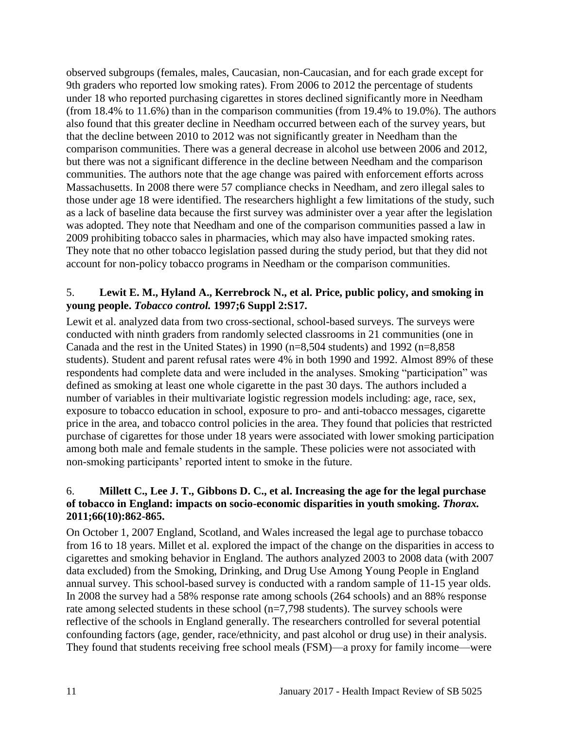observed subgroups (females, males, Caucasian, non-Caucasian, and for each grade except for 9th graders who reported low smoking rates). From 2006 to 2012 the percentage of students under 18 who reported purchasing cigarettes in stores declined significantly more in Needham (from 18.4% to 11.6%) than in the comparison communities (from 19.4% to 19.0%). The authors also found that this greater decline in Needham occurred between each of the survey years, but that the decline between 2010 to 2012 was not significantly greater in Needham than the comparison communities. There was a general decrease in alcohol use between 2006 and 2012, but there was not a significant difference in the decline between Needham and the comparison communities. The authors note that the age change was paired with enforcement efforts across Massachusetts. In 2008 there were 57 compliance checks in Needham, and zero illegal sales to those under age 18 were identified. The researchers highlight a few limitations of the study, such as a lack of baseline data because the first survey was administer over a year after the legislation was adopted. They note that Needham and one of the comparison communities passed a law in 2009 prohibiting tobacco sales in pharmacies, which may also have impacted smoking rates. They note that no other tobacco legislation passed during the study period, but that they did not account for non-policy tobacco programs in Needham or the comparison communities.

5. **Lewit E. M., Hyland A., Kerrebrock N., et al. Price, public policy, and smoking in young people. *Tobacco control.* 1997;6 Suppl 2:S17.**

Lewit et al. analyzed data from two cross-sectional, school-based surveys. The surveys were conducted with ninth graders from randomly selected classrooms in 21 communities (one in Canada and the rest in the United States) in 1990 (n=8,504 students) and 1992 (n=8,858 students). Student and parent refusal rates were 4% in both 1990 and 1992. Almost 89% of these respondents had complete data and were included in the analyses. Smoking "participation" was defined as smoking at least one whole cigarette in the past 30 days. The authors included a number of variables in their multivariate logistic regression models including: age, race, sex, exposure to tobacco education in school, exposure to pro- and anti-tobacco messages, cigarette price in the area, and tobacco control policies in the area. They found that policies that restricted purchase of cigarettes for those under 18 years were associated with lower smoking participation among both male and female students in the sample. These policies were not associated with non-smoking participants' reported intent to smoke in the future.

6. **Millett C., Lee J. T., Gibbons D. C., et al. Increasing the age for the legal purchase of tobacco in England: impacts on socio-economic disparities in youth smoking. *Thorax.* 2011;66(10):862-865.**

On October 1, 2007 England, Scotland, and Wales increased the legal age to purchase tobacco from 16 to 18 years. Millet et al. explored the impact of the change on the disparities in access to cigarettes and smoking behavior in England. The authors analyzed 2003 to 2008 data (with 2007 data excluded) from the Smoking, Drinking, and Drug Use Among Young People in England annual survey. This school-based survey is conducted with a random sample of 11-15 year olds. In 2008 the survey had a 58% response rate among schools (264 schools) and an 88% response rate among selected students in these school (n=7,798 students). The survey schools were reflective of the schools in England generally. The researchers controlled for several potential confounding factors (age, gender, race/ethnicity, and past alcohol or drug use) in their analysis. They found that students receiving free school meals (FSM)—a proxy for family income—were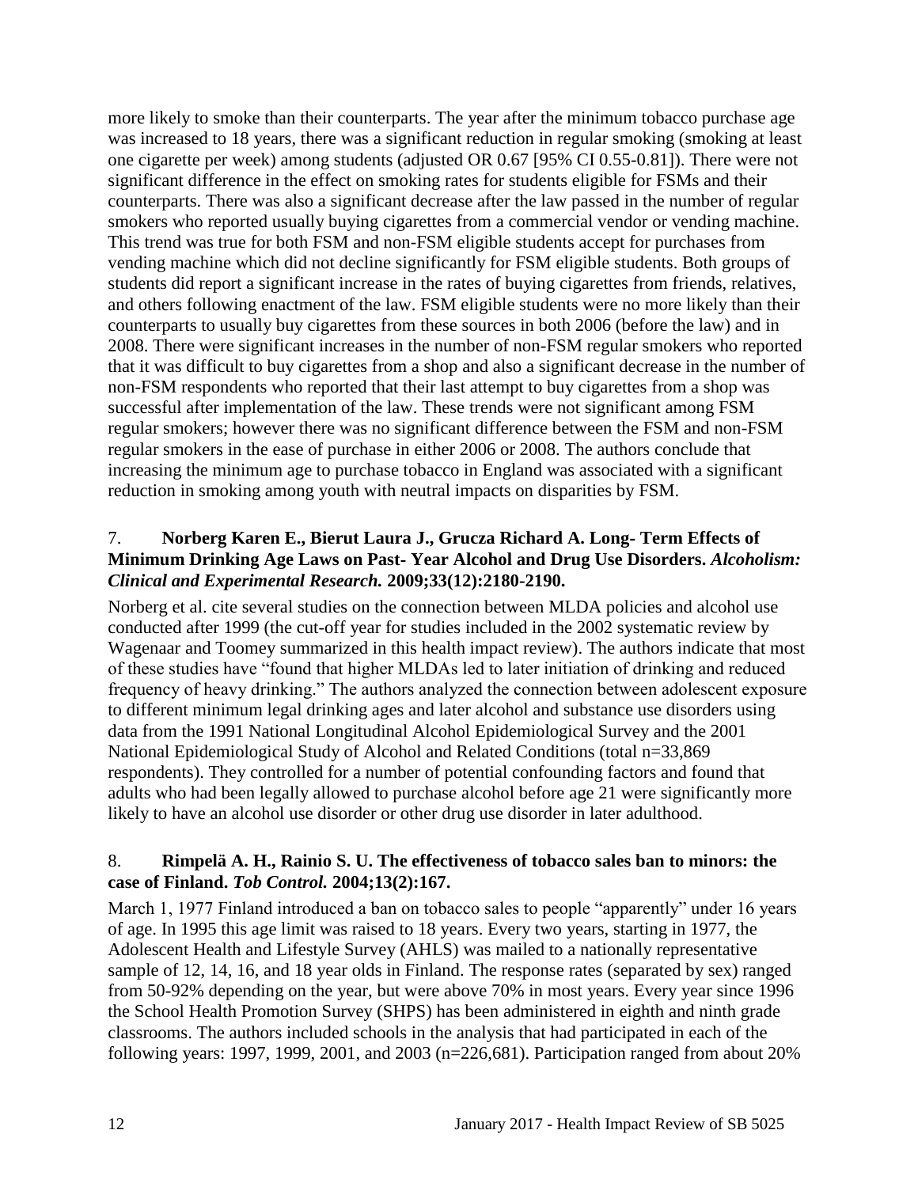more likely to smoke than their counterparts. The year after the minimum tobacco purchase age was increased to 18 years, there was a significant reduction in regular smoking (smoking at least one cigarette per week) among students (adjusted OR 0.67 [95% CI 0.55-0.81]). There were not significant difference in the effect on smoking rates for students eligible for FSMs and their counterparts. There was also a significant decrease after the law passed in the number of regular smokers who reported usually buying cigarettes from a commercial vendor or vending machine. This trend was true for both FSM and non-FSM eligible students accept for purchases from vending machine which did not decline significantly for FSM eligible students. Both groups of students did report a significant increase in the rates of buying cigarettes from friends, relatives, and others following enactment of the law. FSM eligible students were no more likely than their counterparts to usually buy cigarettes from these sources in both 2006 (before the law) and in 2008. There were significant increases in the number of non-FSM regular smokers who reported that it was difficult to buy cigarettes from a shop and also a significant decrease in the number of non-FSM respondents who reported that their last attempt to buy cigarettes from a shop was successful after implementation of the law. These trends were not significant among FSM regular smokers; however there was no significant difference between the FSM and non-FSM regular smokers in the ease of purchase in either 2006 or 2008. The authors conclude that increasing the minimum age to purchase tobacco in England was associated with a significant reduction in smoking among youth with neutral impacts on disparities by FSM.

7. **Norberg Karen E., Bierut Laura J., Grucza Richard A. Long- Term Effects of Minimum Drinking Age Laws on Past- Year Alcohol and Drug Use Disorders. *Alcoholism: Clinical and Experimental Research.* 2009;33(12):2180-2190.**

Norberg et al. cite several studies on the connection between MLDA policies and alcohol use conducted after 1999 (the cut-off year for studies included in the 2002 systematic review by Wagenaar and Toomey summarized in this health impact review). The authors indicate that most of these studies have "found that higher MLDAs led to later initiation of drinking and reduced frequency of heavy drinking." The authors analyzed the connection between adolescent exposure to different minimum legal drinking ages and later alcohol and substance use disorders using data from the 1991 National Longitudinal Alcohol Epidemiological Survey and the 2001 National Epidemiological Study of Alcohol and Related Conditions (total n=33,869 respondents). They controlled for a number of potential confounding factors and found that adults who had been legally allowed to purchase alcohol before age 21 were significantly more likely to have an alcohol use disorder or other drug use disorder in later adulthood.

8. **Rimpelä A. H., Rainio S. U. The effectiveness of tobacco sales ban to minors: the case of Finland. *Tob Control.* 2004;13(2):167.**

March 1, 1977 Finland introduced a ban on tobacco sales to people "apparently" under 16 years of age. In 1995 this age limit was raised to 18 years. Every two years, starting in 1977, the Adolescent Health and Lifestyle Survey (AHLS) was mailed to a nationally representative sample of 12, 14, 16, and 18 year olds in Finland. The response rates (separated by sex) ranged from 50-92% depending on the year, but were above 70% in most years. Every year since 1996 the School Health Promotion Survey (SHPS) has been administered in eighth and ninth grade classrooms. The authors included schools in the analysis that had participated in each of the following years: 1997, 1999, 2001, and 2003 (n=226,681). Participation ranged from about 20%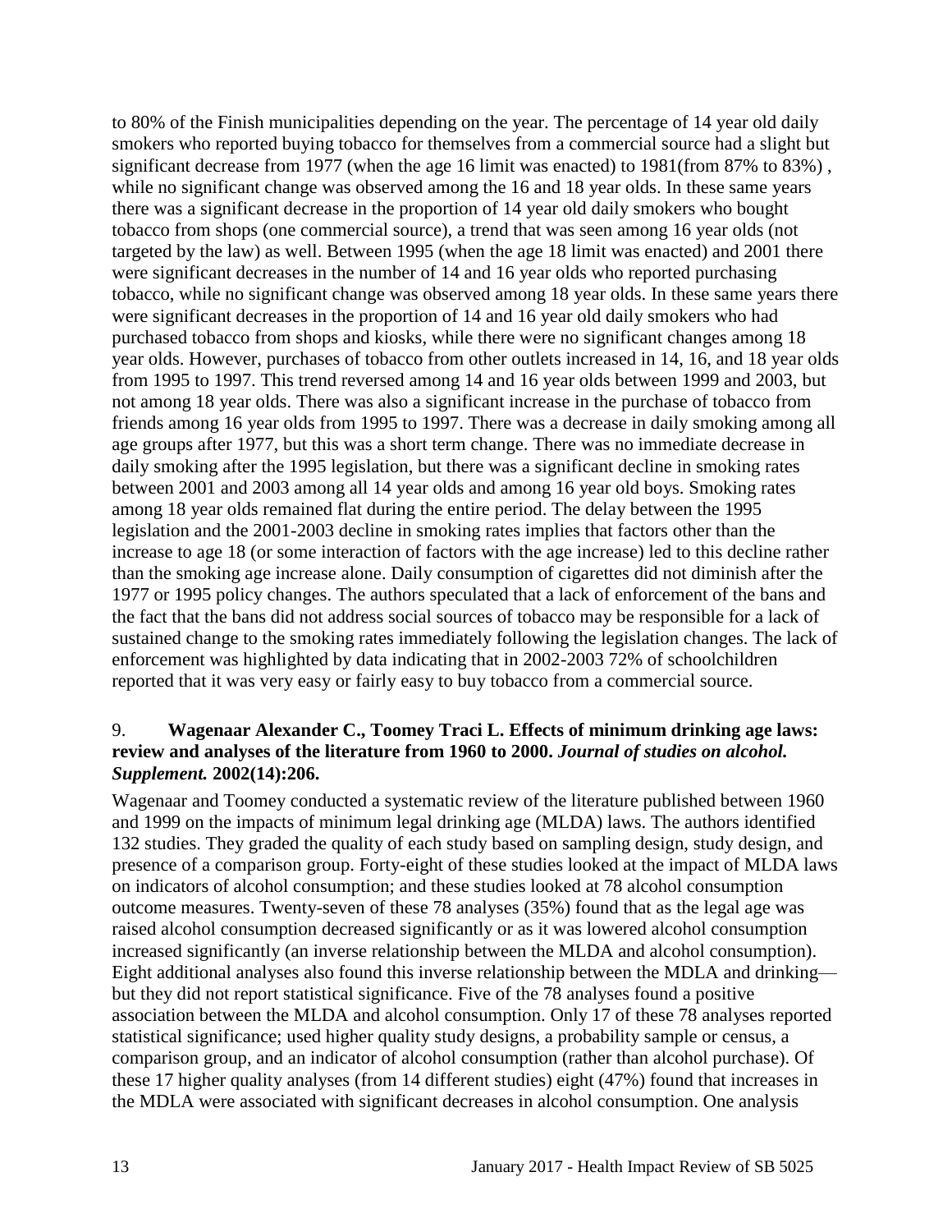to 80% of the Finish municipalities depending on the year. The percentage of 14 year old daily smokers who reported buying tobacco for themselves from a commercial source had a slight but significant decrease from 1977 (when the age 16 limit was enacted) to 1981(from 87% to 83%) , while no significant change was observed among the 16 and 18 year olds. In these same years there was a significant decrease in the proportion of 14 year old daily smokers who bought tobacco from shops (one commercial source), a trend that was seen among 16 year olds (not targeted by the law) as well. Between 1995 (when the age 18 limit was enacted) and 2001 there were significant decreases in the number of 14 and 16 year olds who reported purchasing tobacco, while no significant change was observed among 18 year olds. In these same years there were significant decreases in the proportion of 14 and 16 year old daily smokers who had purchased tobacco from shops and kiosks, while there were no significant changes among 18 year olds. However, purchases of tobacco from other outlets increased in 14, 16, and 18 year olds from 1995 to 1997. This trend reversed among 14 and 16 year olds between 1999 and 2003, but not among 18 year olds. There was also a significant increase in the purchase of tobacco from friends among 16 year olds from 1995 to 1997. There was a decrease in daily smoking among all age groups after 1977, but this was a short term change. There was no immediate decrease in daily smoking after the 1995 legislation, but there was a significant decline in smoking rates between 2001 and 2003 among all 14 year olds and among 16 year old boys. Smoking rates among 18 year olds remained flat during the entire period. The delay between the 1995 legislation and the 2001-2003 decline in smoking rates implies that factors other than the increase to age 18 (or some interaction of factors with the age increase) led to this decline rather than the smoking age increase alone. Daily consumption of cigarettes did not diminish after the 1977 or 1995 policy changes. The authors speculated that a lack of enforcement of the bans and the fact that the bans did not address social sources of tobacco may be responsible for a lack of sustained change to the smoking rates immediately following the legislation changes. The lack of enforcement was highlighted by data indicating that in 2002-2003 72% of schoolchildren reported that it was very easy or fairly easy to buy tobacco from a commercial source.

9. **Wagenaar Alexander C., Toomey Traci L. Effects of minimum drinking age laws: review and analyses of the literature from 1960 to 2000.** ***Journal of studies on alcohol. Supplement.*** **2002(14):206.**

Wagenaar and Toomey conducted a systematic review of the literature published between 1960 and 1999 on the impacts of minimum legal drinking age (MLDA) laws. The authors identified 132 studies. They graded the quality of each study based on sampling design, study design, and presence of a comparison group. Forty-eight of these studies looked at the impact of MLDA laws on indicators of alcohol consumption; and these studies looked at 78 alcohol consumption outcome measures. Twenty-seven of these 78 analyses (35%) found that as the legal age was raised alcohol consumption decreased significantly or as it was lowered alcohol consumption increased significantly (an inverse relationship between the MLDA and alcohol consumption). Eight additional analyses also found this inverse relationship between the MDLA and drinking—but they did not report statistical significance. Five of the 78 analyses found a positive association between the MLDA and alcohol consumption. Only 17 of these 78 analyses reported statistical significance; used higher quality study designs, a probability sample or census, a comparison group, and an indicator of alcohol consumption (rather than alcohol purchase). Of these 17 higher quality analyses (from 14 different studies) eight (47%) found that increases in the MDLA were associated with significant decreases in alcohol consumption. One analysis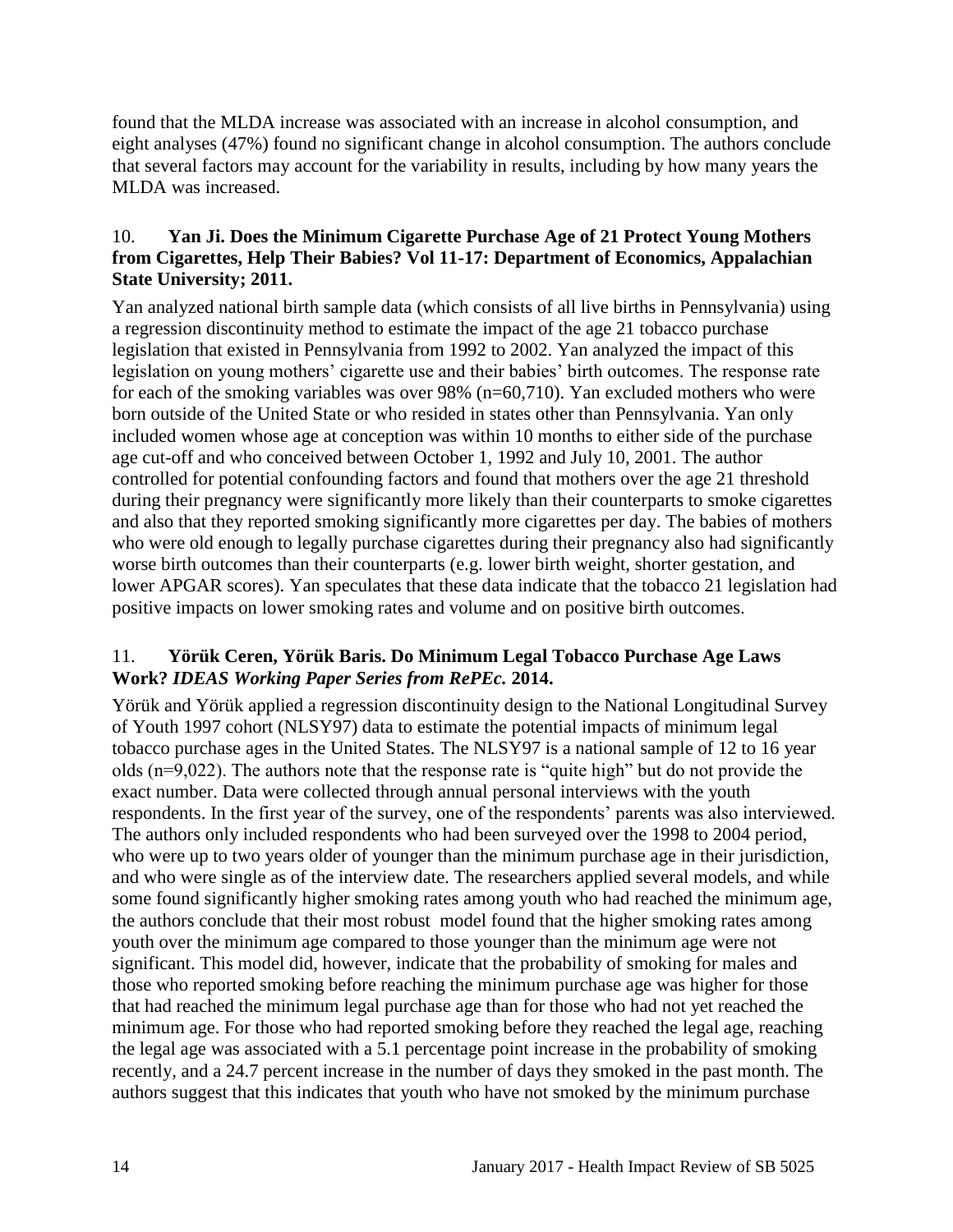found that the MLDA increase was associated with an increase in alcohol consumption, and eight analyses (47%) found no significant change in alcohol consumption. The authors conclude that several factors may account for the variability in results, including by how many years the MLDA was increased.

10. **Yan Ji. Does the Minimum Cigarette Purchase Age of 21 Protect Young Mothers from Cigarettes, Help Their Babies? Vol 11-17: Department of Economics, Appalachian State University; 2011.**

Yan analyzed national birth sample data (which consists of all live births in Pennsylvania) using a regression discontinuity method to estimate the impact of the age 21 tobacco purchase legislation that existed in Pennsylvania from 1992 to 2002. Yan analyzed the impact of this legislation on young mothers' cigarette use and their babies' birth outcomes. The response rate for each of the smoking variables was over 98% (n=60,710). Yan excluded mothers who were born outside of the United State or who resided in states other than Pennsylvania. Yan only included women whose age at conception was within 10 months to either side of the purchase age cut-off and who conceived between October 1, 1992 and July 10, 2001. The author controlled for potential confounding factors and found that mothers over the age 21 threshold during their pregnancy were significantly more likely than their counterparts to smoke cigarettes and also that they reported smoking significantly more cigarettes per day. The babies of mothers who were old enough to legally purchase cigarettes during their pregnancy also had significantly worse birth outcomes than their counterparts (e.g. lower birth weight, shorter gestation, and lower APGAR scores). Yan speculates that these data indicate that the tobacco 21 legislation had positive impacts on lower smoking rates and volume and on positive birth outcomes.

11. **Yörük Ceren, Yörük Baris. Do Minimum Legal Tobacco Purchase Age Laws Work?** ***IDEAS Working Paper Series from RePEc.*** **2014.**

Yörük and Yörük applied a regression discontinuity design to the National Longitudinal Survey of Youth 1997 cohort (NLSY97) data to estimate the potential impacts of minimum legal tobacco purchase ages in the United States. The NLSY97 is a national sample of 12 to 16 year olds (n=9,022). The authors note that the response rate is "quite high" but do not provide the exact number. Data were collected through annual personal interviews with the youth respondents. In the first year of the survey, one of the respondents' parents was also interviewed. The authors only included respondents who had been surveyed over the 1998 to 2004 period, who were up to two years older of younger than the minimum purchase age in their jurisdiction, and who were single as of the interview date. The researchers applied several models, and while some found significantly higher smoking rates among youth who had reached the minimum age, the authors conclude that their most robust model found that the higher smoking rates among youth over the minimum age compared to those younger than the minimum age were not significant. This model did, however, indicate that the probability of smoking for males and those who reported smoking before reaching the minimum purchase age was higher for those that had reached the minimum legal purchase age than for those who had not yet reached the minimum age. For those who had reported smoking before they reached the legal age, reaching the legal age was associated with a 5.1 percentage point increase in the probability of smoking recently, and a 24.7 percent increase in the number of days they smoked in the past month. The authors suggest that this indicates that youth who have not smoked by the minimum purchase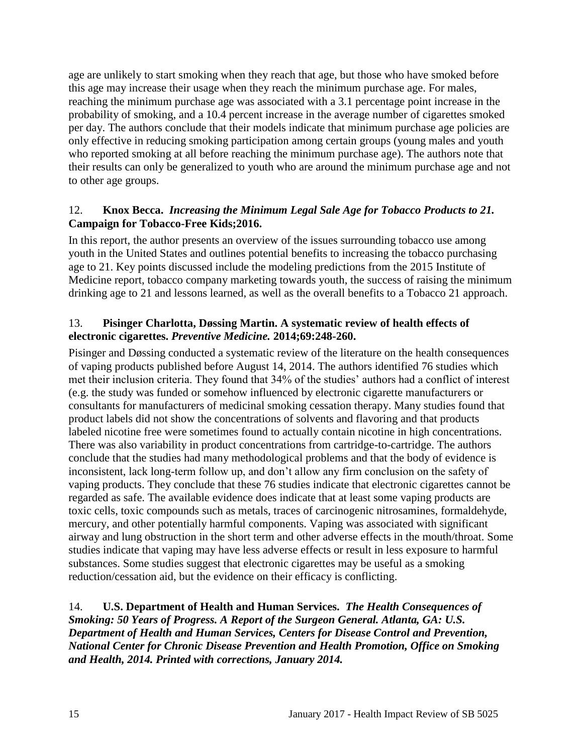age are unlikely to start smoking when they reach that age, but those who have smoked before this age may increase their usage when they reach the minimum purchase age. For males, reaching the minimum purchase age was associated with a 3.1 percentage point increase in the probability of smoking, and a 10.4 percent increase in the average number of cigarettes smoked per day. The authors conclude that their models indicate that minimum purchase age policies are only effective in reducing smoking participation among certain groups (young males and youth who reported smoking at all before reaching the minimum purchase age). The authors note that their results can only be generalized to youth who are around the minimum purchase age and not to other age groups.

12. **Knox Becca.** ***Increasing the Minimum Legal Sale Age for Tobacco Products to 21.*** **Campaign for Tobacco-Free Kids;2016.**

In this report, the author presents an overview of the issues surrounding tobacco use among youth in the United States and outlines potential benefits to increasing the tobacco purchasing age to 21. Key points discussed include the modeling predictions from the 2015 Institute of Medicine report, tobacco company marketing towards youth, the success of raising the minimum drinking age to 21 and lessons learned, as well as the overall benefits to a Tobacco 21 approach.

13. **Pisinger Charlotta, Døssing Martin. A systematic review of health effects of electronic cigarettes.** ***Preventive Medicine.*** **2014;69:248-260.**

Pisinger and Døssing conducted a systematic review of the literature on the health consequences of vaping products published before August 14, 2014. The authors identified 76 studies which met their inclusion criteria. They found that 34% of the studies' authors had a conflict of interest (e.g. the study was funded or somehow influenced by electronic cigarette manufacturers or consultants for manufacturers of medicinal smoking cessation therapy. Many studies found that product labels did not show the concentrations of solvents and flavoring and that products labeled nicotine free were sometimes found to actually contain nicotine in high concentrations. There was also variability in product concentrations from cartridge-to-cartridge. The authors conclude that the studies had many methodological problems and that the body of evidence is inconsistent, lack long-term follow up, and don't allow any firm conclusion on the safety of vaping products. They conclude that these 76 studies indicate that electronic cigarettes cannot be regarded as safe. The available evidence does indicate that at least some vaping products are toxic cells, toxic compounds such as metals, traces of carcinogenic nitrosamines, formaldehyde, mercury, and other potentially harmful components. Vaping was associated with significant airway and lung obstruction in the short term and other adverse effects in the mouth/throat. Some studies indicate that vaping may have less adverse effects or result in less exposure to harmful substances. Some studies suggest that electronic cigarettes may be useful as a smoking reduction/cessation aid, but the evidence on their efficacy is conflicting.

14. **U.S. Department of Health and Human Services.** ***The Health Consequences of Smoking: 50 Years of Progress. A Report of the Surgeon General. Atlanta, GA: U.S. Department of Health and Human Services, Centers for Disease Control and Prevention, National Center for Chronic Disease Prevention and Health Promotion, Office on Smoking and Health, 2014. Printed with corrections, January 2014.***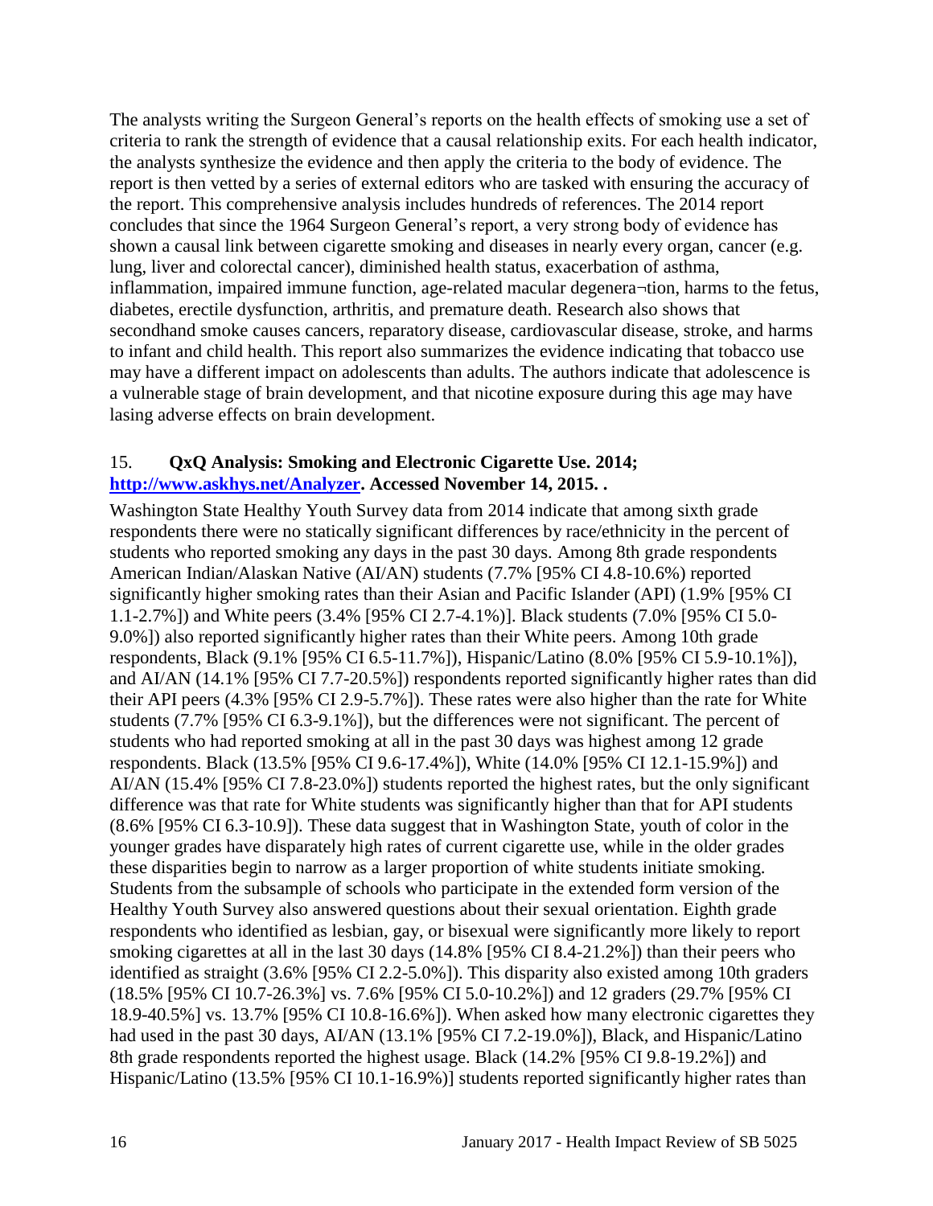The analysts writing the Surgeon General's reports on the health effects of smoking use a set of criteria to rank the strength of evidence that a causal relationship exits. For each health indicator, the analysts synthesize the evidence and then apply the criteria to the body of evidence. The report is then vetted by a series of external editors who are tasked with ensuring the accuracy of the report. This comprehensive analysis includes hundreds of references. The 2014 report concludes that since the 1964 Surgeon General's report, a very strong body of evidence has shown a causal link between cigarette smoking and diseases in nearly every organ, cancer (e.g. lung, liver and colorectal cancer), diminished health status, exacerbation of asthma, inflammation, impaired immune function, age-related macular degenera¬tion, harms to the fetus, diabetes, erectile dysfunction, arthritis, and premature death. Research also shows that secondhand smoke causes cancers, reparatory disease, cardiovascular disease, stroke, and harms to infant and child health. This report also summarizes the evidence indicating that tobacco use may have a different impact on adolescents than adults. The authors indicate that adolescence is a vulnerable stage of brain development, and that nicotine exposure during this age may have lasing adverse effects on brain development.

15. **QxQ Analysis: Smoking and Electronic Cigarette Use. 2014; http://www.askhys.net/Analyzer. Accessed November 14, 2015. .**

Washington State Healthy Youth Survey data from 2014 indicate that among sixth grade respondents there were no statically significant differences by race/ethnicity in the percent of students who reported smoking any days in the past 30 days. Among 8th grade respondents American Indian/Alaskan Native (AI/AN) students (7.7% [95% CI 4.8-10.6%) reported significantly higher smoking rates than their Asian and Pacific Islander (API) (1.9% [95% CI 1.1-2.7%]) and White peers (3.4% [95% CI 2.7-4.1%)]. Black students (7.0% [95% CI 5.0-9.0%]) also reported significantly higher rates than their White peers. Among 10th grade respondents, Black (9.1% [95% CI 6.5-11.7%]), Hispanic/Latino (8.0% [95% CI 5.9-10.1%]), and AI/AN (14.1% [95% CI 7.7-20.5%]) respondents reported significantly higher rates than did their API peers (4.3% [95% CI 2.9-5.7%]). These rates were also higher than the rate for White students (7.7% [95% CI 6.3-9.1%]), but the differences were not significant. The percent of students who had reported smoking at all in the past 30 days was highest among 12 grade respondents. Black (13.5% [95% CI 9.6-17.4%]), White (14.0% [95% CI 12.1-15.9%]) and AI/AN (15.4% [95% CI 7.8-23.0%]) students reported the highest rates, but the only significant difference was that rate for White students was significantly higher than that for API students (8.6% [95% CI 6.3-10.9]). These data suggest that in Washington State, youth of color in the younger grades have disparately high rates of current cigarette use, while in the older grades these disparities begin to narrow as a larger proportion of white students initiate smoking. Students from the subsample of schools who participate in the extended form version of the Healthy Youth Survey also answered questions about their sexual orientation. Eighth grade respondents who identified as lesbian, gay, or bisexual were significantly more likely to report smoking cigarettes at all in the last 30 days (14.8% [95% CI 8.4-21.2%]) than their peers who identified as straight (3.6% [95% CI 2.2-5.0%]). This disparity also existed among 10th graders (18.5% [95% CI 10.7-26.3%] vs. 7.6% [95% CI 5.0-10.2%]) and 12 graders (29.7% [95% CI 18.9-40.5%] vs. 13.7% [95% CI 10.8-16.6%]). When asked how many electronic cigarettes they had used in the past 30 days, AI/AN (13.1% [95% CI 7.2-19.0%]), Black, and Hispanic/Latino 8th grade respondents reported the highest usage. Black (14.2% [95% CI 9.8-19.2%]) and Hispanic/Latino (13.5% [95% CI 10.1-16.9%)] students reported significantly higher rates than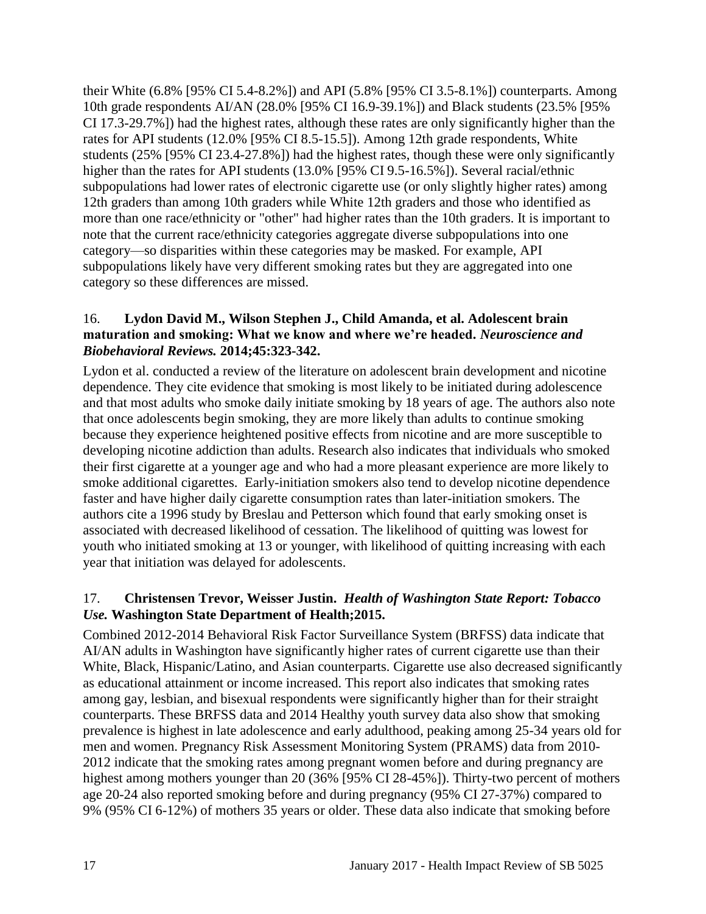their White (6.8% [95% CI 5.4-8.2%]) and API (5.8% [95% CI 3.5-8.1%]) counterparts. Among 10th grade respondents AI/AN (28.0% [95% CI 16.9-39.1%]) and Black students (23.5% [95% CI 17.3-29.7%]) had the highest rates, although these rates are only significantly higher than the rates for API students (12.0% [95% CI 8.5-15.5]). Among 12th grade respondents, White students (25% [95% CI 23.4-27.8%]) had the highest rates, though these were only significantly higher than the rates for API students (13.0% [95% CI 9.5-16.5%]). Several racial/ethnic subpopulations had lower rates of electronic cigarette use (or only slightly higher rates) among 12th graders than among 10th graders while White 12th graders and those who identified as more than one race/ethnicity or "other" had higher rates than the 10th graders. It is important to note that the current race/ethnicity categories aggregate diverse subpopulations into one category—so disparities within these categories may be masked. For example, API subpopulations likely have very different smoking rates but they are aggregated into one category so these differences are missed.

### 16. Lydon David M., Wilson Stephen J., Child Amanda, et al. Adolescent brain maturation and smoking: What we know and where we're headed. *Neuroscience and Biobehavioral Reviews.* 2014;45:323-342.

Lydon et al. conducted a review of the literature on adolescent brain development and nicotine dependence. They cite evidence that smoking is most likely to be initiated during adolescence and that most adults who smoke daily initiate smoking by 18 years of age. The authors also note that once adolescents begin smoking, they are more likely than adults to continue smoking because they experience heightened positive effects from nicotine and are more susceptible to developing nicotine addiction than adults. Research also indicates that individuals who smoked their first cigarette at a younger age and who had a more pleasant experience are more likely to smoke additional cigarettes. Early-initiation smokers also tend to develop nicotine dependence faster and have higher daily cigarette consumption rates than later-initiation smokers. The authors cite a 1996 study by Breslau and Petterson which found that early smoking onset is associated with decreased likelihood of cessation. The likelihood of quitting was lowest for youth who initiated smoking at 13 or younger, with likelihood of quitting increasing with each year that initiation was delayed for adolescents.

### 17. Christensen Trevor, Weisser Justin. *Health of Washington State Report: Tobacco Use.* Washington State Department of Health;2015.

Combined 2012-2014 Behavioral Risk Factor Surveillance System (BRFSS) data indicate that AI/AN adults in Washington have significantly higher rates of current cigarette use than their White, Black, Hispanic/Latino, and Asian counterparts. Cigarette use also decreased significantly as educational attainment or income increased. This report also indicates that smoking rates among gay, lesbian, and bisexual respondents were significantly higher than for their straight counterparts. These BRFSS data and 2014 Healthy youth survey data also show that smoking prevalence is highest in late adolescence and early adulthood, peaking among 25-34 years old for men and women. Pregnancy Risk Assessment Monitoring System (PRAMS) data from 2010-2012 indicate that the smoking rates among pregnant women before and during pregnancy are highest among mothers younger than 20 (36% [95% CI 28-45%]). Thirty-two percent of mothers age 20-24 also reported smoking before and during pregnancy (95% CI 27-37%) compared to 9% (95% CI 6-12%) of mothers 35 years or older. These data also indicate that smoking before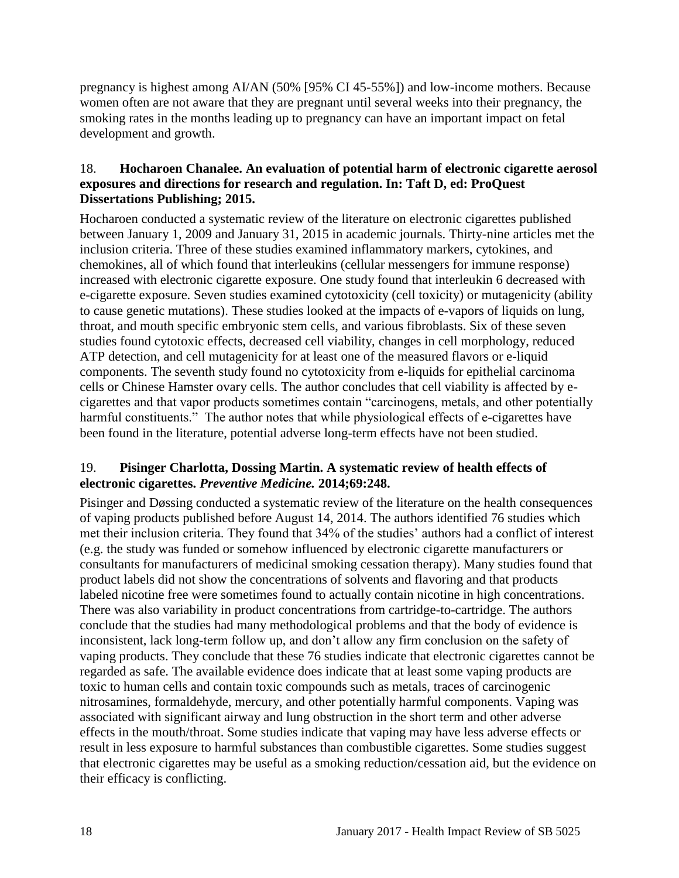pregnancy is highest among AI/AN (50% [95% CI 45-55%]) and low-income mothers. Because women often are not aware that they are pregnant until several weeks into their pregnancy, the smoking rates in the months leading up to pregnancy can have an important impact on fetal development and growth.

18. **Hocharoen Chanalee. An evaluation of potential harm of electronic cigarette aerosol exposures and directions for research and regulation. In: Taft D, ed: ProQuest Dissertations Publishing; 2015.**

Hocharoen conducted a systematic review of the literature on electronic cigarettes published between January 1, 2009 and January 31, 2015 in academic journals. Thirty-nine articles met the inclusion criteria. Three of these studies examined inflammatory markers, cytokines, and chemokines, all of which found that interleukins (cellular messengers for immune response) increased with electronic cigarette exposure. One study found that interleukin 6 decreased with e-cigarette exposure. Seven studies examined cytotoxicity (cell toxicity) or mutagenicity (ability to cause genetic mutations). These studies looked at the impacts of e-vapors of liquids on lung, throat, and mouth specific embryonic stem cells, and various fibroblasts. Six of these seven studies found cytotoxic effects, decreased cell viability, changes in cell morphology, reduced ATP detection, and cell mutagenicity for at least one of the measured flavors or e-liquid components. The seventh study found no cytotoxicity from e-liquids for epithelial carcinoma cells or Chinese Hamster ovary cells. The author concludes that cell viability is affected by e-cigarettes and that vapor products sometimes contain "carcinogens, metals, and other potentially harmful constituents." The author notes that while physiological effects of e-cigarettes have been found in the literature, potential adverse long-term effects have not been studied.

19. **Pisinger Charlotta, Dossing Martin. A systematic review of health effects of electronic cigarettes. *Preventive Medicine.* 2014;69:248.**

Pisinger and Døssing conducted a systematic review of the literature on the health consequences of vaping products published before August 14, 2014. The authors identified 76 studies which met their inclusion criteria. They found that 34% of the studies' authors had a conflict of interest (e.g. the study was funded or somehow influenced by electronic cigarette manufacturers or consultants for manufacturers of medicinal smoking cessation therapy). Many studies found that product labels did not show the concentrations of solvents and flavoring and that products labeled nicotine free were sometimes found to actually contain nicotine in high concentrations. There was also variability in product concentrations from cartridge-to-cartridge. The authors conclude that the studies had many methodological problems and that the body of evidence is inconsistent, lack long-term follow up, and don't allow any firm conclusion on the safety of vaping products. They conclude that these 76 studies indicate that electronic cigarettes cannot be regarded as safe. The available evidence does indicate that at least some vaping products are toxic to human cells and contain toxic compounds such as metals, traces of carcinogenic nitrosamines, formaldehyde, mercury, and other potentially harmful components. Vaping was associated with significant airway and lung obstruction in the short term and other adverse effects in the mouth/throat. Some studies indicate that vaping may have less adverse effects or result in less exposure to harmful substances than combustible cigarettes. Some studies suggest that electronic cigarettes may be useful as a smoking reduction/cessation aid, but the evidence on their efficacy is conflicting.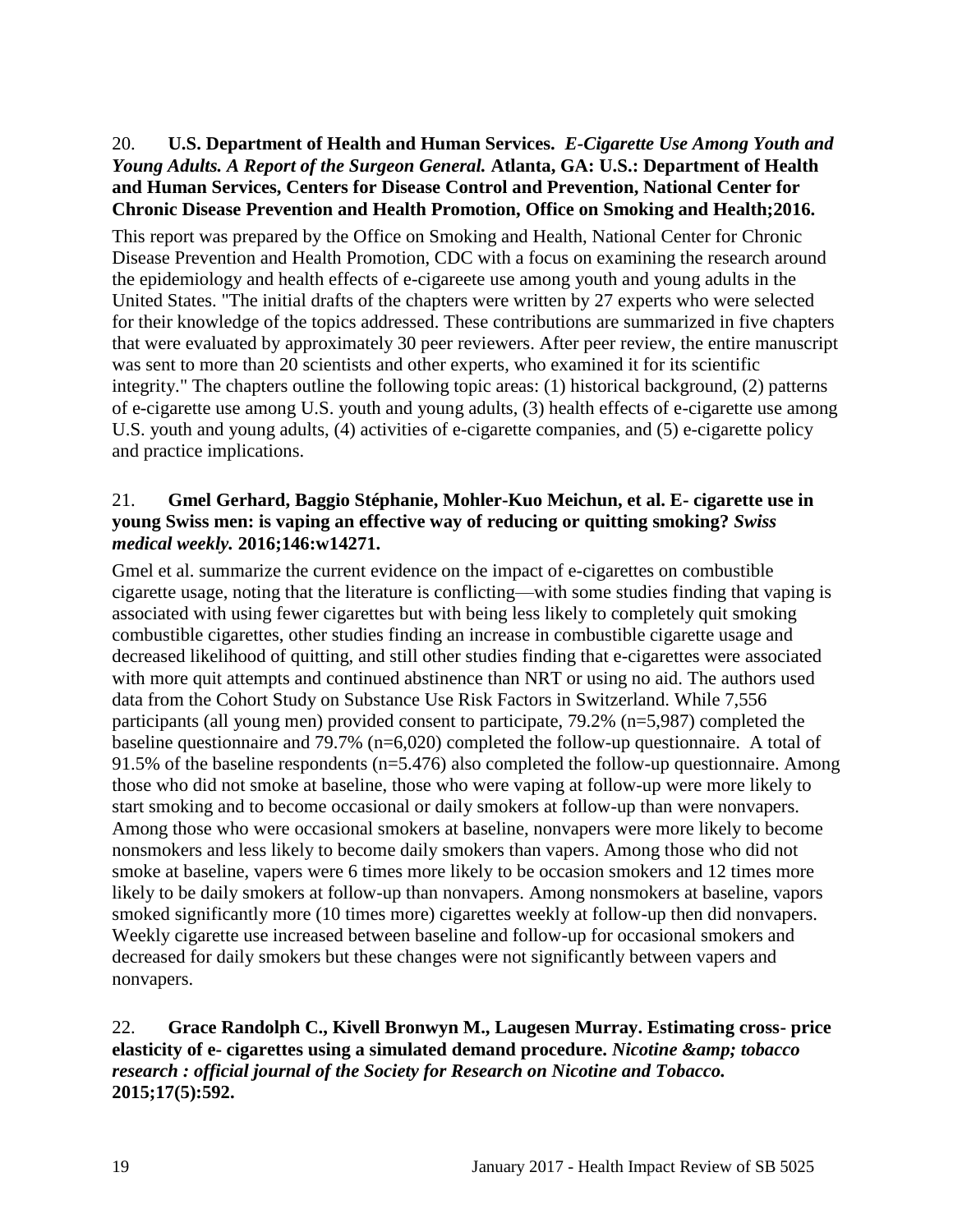20. **U.S. Department of Health and Human Services.** ***E-Cigarette Use Among Youth and Young Adults. A Report of the Surgeon General.*** **Atlanta, GA: U.S.: Department of Health and Human Services, Centers for Disease Control and Prevention, National Center for Chronic Disease Prevention and Health Promotion, Office on Smoking and Health;2016.**

This report was prepared by the Office on Smoking and Health, National Center for Chronic Disease Prevention and Health Promotion, CDC with a focus on examining the research around the epidemiology and health effects of e-cigareete use among youth and young adults in the United States. "The initial drafts of the chapters were written by 27 experts who were selected for their knowledge of the topics addressed. These contributions are summarized in five chapters that were evaluated by approximately 30 peer reviewers. After peer review, the entire manuscript was sent to more than 20 scientists and other experts, who examined it for its scientific integrity." The chapters outline the following topic areas: (1) historical background, (2) patterns of e-cigarette use among U.S. youth and young adults, (3) health effects of e-cigarette use among U.S. youth and young adults, (4) activities of e-cigarette companies, and (5) e-cigarette policy and practice implications.

21. **Gmel Gerhard, Baggio Stéphanie, Mohler-Kuo Meichun, et al. E- cigarette use in young Swiss men: is vaping an effective way of reducing or quitting smoking?** ***Swiss medical weekly.*** **2016;146:w14271.**

Gmel et al. summarize the current evidence on the impact of e-cigarettes on combustible cigarette usage, noting that the literature is conflicting—with some studies finding that vaping is associated with using fewer cigarettes but with being less likely to completely quit smoking combustible cigarettes, other studies finding an increase in combustible cigarette usage and decreased likelihood of quitting, and still other studies finding that e-cigarettes were associated with more quit attempts and continued abstinence than NRT or using no aid. The authors used data from the Cohort Study on Substance Use Risk Factors in Switzerland. While 7,556 participants (all young men) provided consent to participate, 79.2% (n=5,987) completed the baseline questionnaire and 79.7% (n=6,020) completed the follow-up questionnaire. A total of 91.5% of the baseline respondents (n=5.476) also completed the follow-up questionnaire. Among those who did not smoke at baseline, those who were vaping at follow-up were more likely to start smoking and to become occasional or daily smokers at follow-up than were nonvapers. Among those who were occasional smokers at baseline, nonvapers were more likely to become nonsmokers and less likely to become daily smokers than vapers. Among those who did not smoke at baseline, vapers were 6 times more likely to be occasion smokers and 12 times more likely to be daily smokers at follow-up than nonvapers. Among nonsmokers at baseline, vapors smoked significantly more (10 times more) cigarettes weekly at follow-up then did nonvapers. Weekly cigarette use increased between baseline and follow-up for occasional smokers and decreased for daily smokers but these changes were not significantly between vapers and nonvapers.

22. **Grace Randolph C., Kivell Bronwyn M., Laugesen Murray. Estimating cross- price elasticity of e- cigarettes using a simulated demand procedure.** ***Nicotine &amp; tobacco research : official journal of the Society for Research on Nicotine and Tobacco.*** **2015;17(5):592.**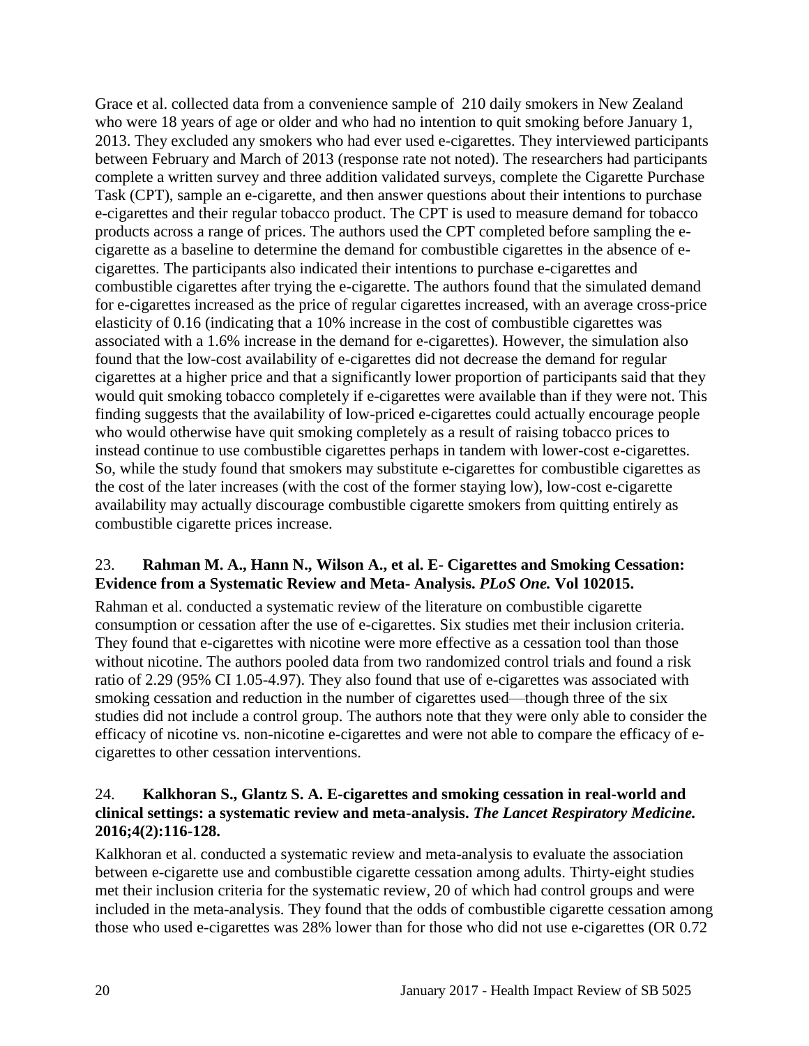Grace et al. collected data from a convenience sample of 210 daily smokers in New Zealand who were 18 years of age or older and who had no intention to quit smoking before January 1, 2013. They excluded any smokers who had ever used e-cigarettes. They interviewed participants between February and March of 2013 (response rate not noted). The researchers had participants complete a written survey and three addition validated surveys, complete the Cigarette Purchase Task (CPT), sample an e-cigarette, and then answer questions about their intentions to purchase e-cigarettes and their regular tobacco product. The CPT is used to measure demand for tobacco products across a range of prices. The authors used the CPT completed before sampling the e-cigarette as a baseline to determine the demand for combustible cigarettes in the absence of e-cigarettes. The participants also indicated their intentions to purchase e-cigarettes and combustible cigarettes after trying the e-cigarette. The authors found that the simulated demand for e-cigarettes increased as the price of regular cigarettes increased, with an average cross-price elasticity of 0.16 (indicating that a 10% increase in the cost of combustible cigarettes was associated with a 1.6% increase in the demand for e-cigarettes). However, the simulation also found that the low-cost availability of e-cigarettes did not decrease the demand for regular cigarettes at a higher price and that a significantly lower proportion of participants said that they would quit smoking tobacco completely if e-cigarettes were available than if they were not. This finding suggests that the availability of low-priced e-cigarettes could actually encourage people who would otherwise have quit smoking completely as a result of raising tobacco prices to instead continue to use combustible cigarettes perhaps in tandem with lower-cost e-cigarettes. So, while the study found that smokers may substitute e-cigarettes for combustible cigarettes as the cost of the later increases (with the cost of the former staying low), low-cost e-cigarette availability may actually discourage combustible cigarette smokers from quitting entirely as combustible cigarette prices increase.

23. **Rahman M. A., Hann N., Wilson A., et al. E- Cigarettes and Smoking Cessation: Evidence from a Systematic Review and Meta- Analysis. *PLoS One.* Vol 102015.**

Rahman et al. conducted a systematic review of the literature on combustible cigarette consumption or cessation after the use of e-cigarettes. Six studies met their inclusion criteria. They found that e-cigarettes with nicotine were more effective as a cessation tool than those without nicotine. The authors pooled data from two randomized control trials and found a risk ratio of 2.29 (95% CI 1.05-4.97). They also found that use of e-cigarettes was associated with smoking cessation and reduction in the number of cigarettes used—though three of the six studies did not include a control group. The authors note that they were only able to consider the efficacy of nicotine vs. non-nicotine e-cigarettes and were not able to compare the efficacy of e-cigarettes to other cessation interventions.

24. **Kalkhoran S., Glantz S. A. E-cigarettes and smoking cessation in real-world and clinical settings: a systematic review and meta-analysis. *The Lancet Respiratory Medicine.* 2016;4(2):116-128.**

Kalkhoran et al. conducted a systematic review and meta-analysis to evaluate the association between e-cigarette use and combustible cigarette cessation among adults. Thirty-eight studies met their inclusion criteria for the systematic review, 20 of which had control groups and were included in the meta-analysis. They found that the odds of combustible cigarette cessation among those who used e-cigarettes was 28% lower than for those who did not use e-cigarettes (OR 0.72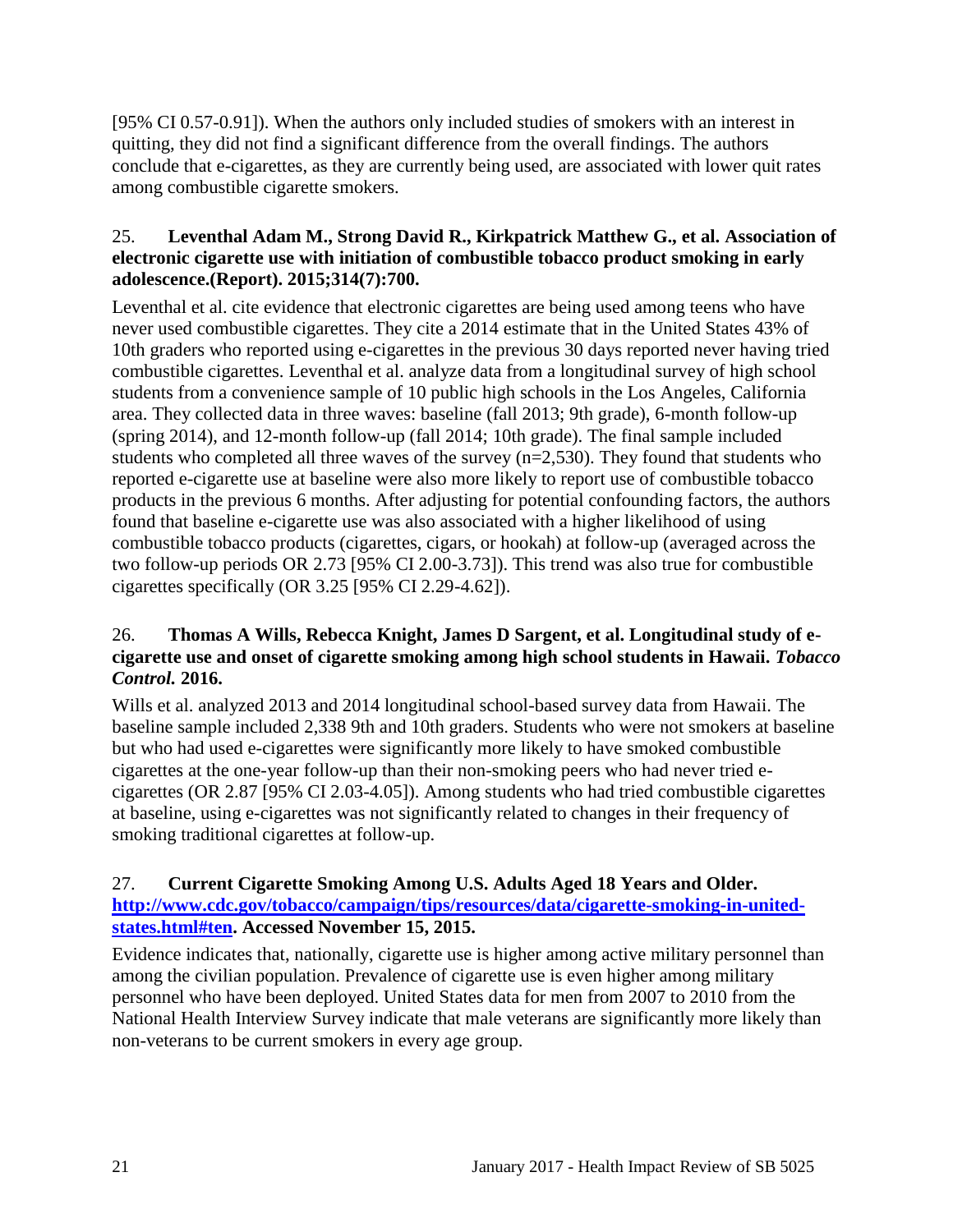[95% CI 0.57-0.91]). When the authors only included studies of smokers with an interest in quitting, they did not find a significant difference from the overall findings. The authors conclude that e-cigarettes, as they are currently being used, are associated with lower quit rates among combustible cigarette smokers.

25. **Leventhal Adam M., Strong David R., Kirkpatrick Matthew G., et al. Association of electronic cigarette use with initiation of combustible tobacco product smoking in early adolescence.(Report). 2015;314(7):700.**

Leventhal et al. cite evidence that electronic cigarettes are being used among teens who have never used combustible cigarettes. They cite a 2014 estimate that in the United States 43% of 10th graders who reported using e-cigarettes in the previous 30 days reported never having tried combustible cigarettes. Leventhal et al. analyze data from a longitudinal survey of high school students from a convenience sample of 10 public high schools in the Los Angeles, California area. They collected data in three waves: baseline (fall 2013; 9th grade), 6-month follow-up (spring 2014), and 12-month follow-up (fall 2014; 10th grade). The final sample included students who completed all three waves of the survey (n=2,530). They found that students who reported e-cigarette use at baseline were also more likely to report use of combustible tobacco products in the previous 6 months. After adjusting for potential confounding factors, the authors found that baseline e-cigarette use was also associated with a higher likelihood of using combustible tobacco products (cigarettes, cigars, or hookah) at follow-up (averaged across the two follow-up periods OR 2.73 [95% CI 2.00-3.73]). This trend was also true for combustible cigarettes specifically (OR 3.25 [95% CI 2.29-4.62]).

26. **Thomas A Wills, Rebecca Knight, James D Sargent, et al. Longitudinal study of e-cigarette use and onset of cigarette smoking among high school students in Hawaii. *Tobacco Control.* 2016.**

Wills et al. analyzed 2013 and 2014 longitudinal school-based survey data from Hawaii. The baseline sample included 2,338 9th and 10th graders. Students who were not smokers at baseline but who had used e-cigarettes were significantly more likely to have smoked combustible cigarettes at the one-year follow-up than their non-smoking peers who had never tried e-cigarettes (OR 2.87 [95% CI 2.03-4.05]). Among students who had tried combustible cigarettes at baseline, using e-cigarettes was not significantly related to changes in their frequency of smoking traditional cigarettes at follow-up.

27. **Current Cigarette Smoking Among U.S. Adults Aged 18 Years and Older. [http://www.cdc.gov/tobacco/campaign/tips/resources/data/cigarette-smoking-in-united-states.html#ten](http://www.cdc.gov/tobacco/campaign/tips/resources/data/cigarette-smoking-in-united-states.html#ten). Accessed November 15, 2015.**

Evidence indicates that, nationally, cigarette use is higher among active military personnel than among the civilian population. Prevalence of cigarette use is even higher among military personnel who have been deployed. United States data for men from 2007 to 2010 from the National Health Interview Survey indicate that male veterans are significantly more likely than non-veterans to be current smokers in every age group.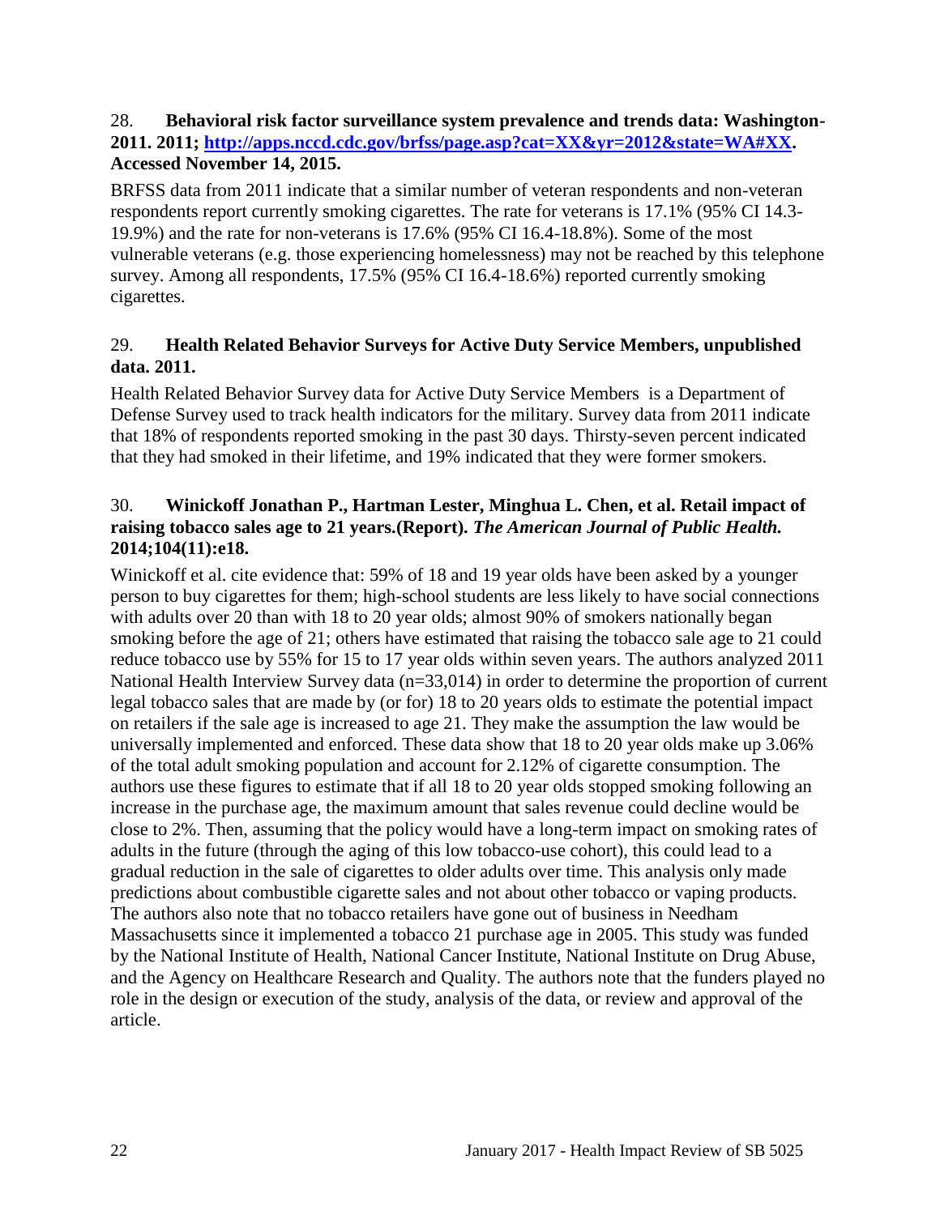28. **Behavioral risk factor surveillance system prevalence and trends data: Washington-2011. 2011; [http://apps.nccd.cdc.gov/brfss/page.asp?cat=XX&yr=2012&state=WA#XX](http://apps.nccd.cdc.gov/brfss/page.asp?cat=XX&yr=2012&state=WA#XX). Accessed November 14, 2015.**

BRFSS data from 2011 indicate that a similar number of veteran respondents and non-veteran respondents report currently smoking cigarettes. The rate for veterans is 17.1% (95% CI 14.3-19.9%) and the rate for non-veterans is 17.6% (95% CI 16.4-18.8%). Some of the most vulnerable veterans (e.g. those experiencing homelessness) may not be reached by this telephone survey. Among all respondents, 17.5% (95% CI 16.4-18.6%) reported currently smoking cigarettes.

29. **Health Related Behavior Surveys for Active Duty Service Members, unpublished data. 2011.**

Health Related Behavior Survey data for Active Duty Service Members is a Department of Defense Survey used to track health indicators for the military. Survey data from 2011 indicate that 18% of respondents reported smoking in the past 30 days. Thirsty-seven percent indicated that they had smoked in their lifetime, and 19% indicated that they were former smokers.

30. **Winickoff Jonathan P., Hartman Lester, Minghua L. Chen, et al. Retail impact of raising tobacco sales age to 21 years.(Report).** ***The American Journal of Public Health.*** **2014;104(11):e18.**

Winickoff et al. cite evidence that: 59% of 18 and 19 year olds have been asked by a younger person to buy cigarettes for them; high-school students are less likely to have social connections with adults over 20 than with 18 to 20 year olds; almost 90% of smokers nationally began smoking before the age of 21; others have estimated that raising the tobacco sale age to 21 could reduce tobacco use by 55% for 15 to 17 year olds within seven years. The authors analyzed 2011 National Health Interview Survey data (n=33,014) in order to determine the proportion of current legal tobacco sales that are made by (or for) 18 to 20 years olds to estimate the potential impact on retailers if the sale age is increased to age 21. They make the assumption the law would be universally implemented and enforced. These data show that 18 to 20 year olds make up 3.06% of the total adult smoking population and account for 2.12% of cigarette consumption. The authors use these figures to estimate that if all 18 to 20 year olds stopped smoking following an increase in the purchase age, the maximum amount that sales revenue could decline would be close to 2%. Then, assuming that the policy would have a long-term impact on smoking rates of adults in the future (through the aging of this low tobacco-use cohort), this could lead to a gradual reduction in the sale of cigarettes to older adults over time. This analysis only made predictions about combustible cigarette sales and not about other tobacco or vaping products. The authors also note that no tobacco retailers have gone out of business in Needham Massachusetts since it implemented a tobacco 21 purchase age in 2005. This study was funded by the National Institute of Health, National Cancer Institute, National Institute on Drug Abuse, and the Agency on Healthcare Research and Quality. The authors note that the funders played no role in the design or execution of the study, analysis of the data, or review and approval of the article.